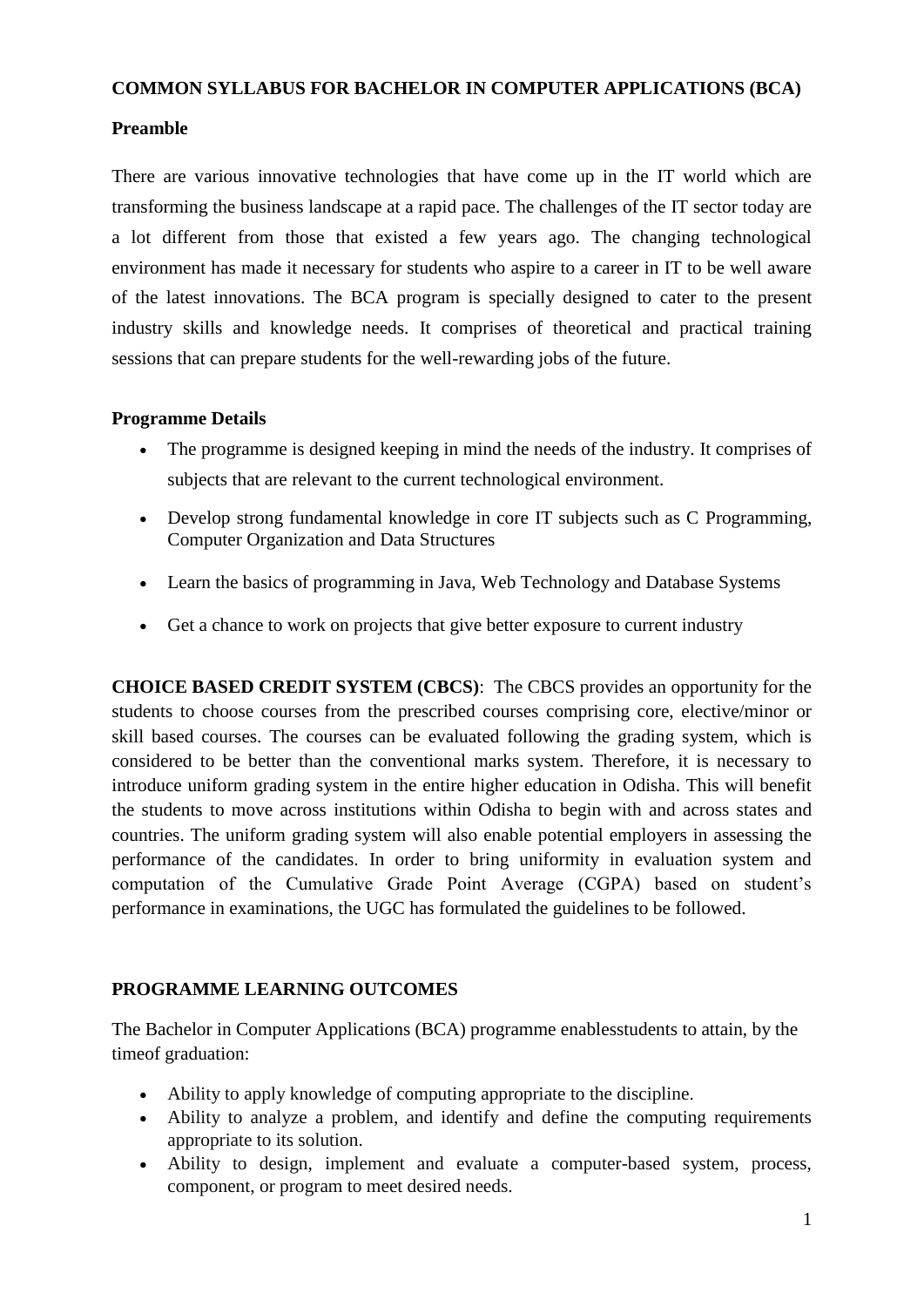# COMMON SYLLABUS FOR BACHELOR IN COMPUTER APPLICATIONS (BCA)

## Preamble

There are various innovative technologies that have come up in the IT world which are transforming the business landscape at a rapid pace. The challenges of the IT sector today are a lot different from those that existed a few years ago. The changing technological environment has made it necessary for students who aspire to a career in IT to be well aware of the latest innovations. The BCA program is specially designed to cater to the present industry skills and knowledge needs. It comprises of theoretical and practical training sessions that can prepare students for the well-rewarding jobs of the future.

## Programme Details

- The programme is designed keeping in mind the needs of the industry. It comprises of subjects that are relevant to the current technological environment.
- Develop strong fundamental knowledge in core IT subjects such as C Programming, Computer Organization and Data Structures
- Learn the basics of programming in Java, Web Technology and Database Systems
- Get a chance to work on projects that give better exposure to current industry

**CHOICE BASED CREDIT SYSTEM (CBCS)**: The CBCS provides an opportunity for the students to choose courses from the prescribed courses comprising core, elective/minor or skill based courses. The courses can be evaluated following the grading system, which is considered to be better than the conventional marks system. Therefore, it is necessary to introduce uniform grading system in the entire higher education in Odisha. This will benefit the students to move across institutions within Odisha to begin with and across states and countries. The uniform grading system will also enable potential employers in assessing the performance of the candidates. In order to bring uniformity in evaluation system and computation of the Cumulative Grade Point Average (CGPA) based on student's performance in examinations, the UGC has formulated the guidelines to be followed.

## PROGRAMME LEARNING OUTCOMES

The Bachelor in Computer Applications (BCA) programme enablesstudents to attain, by the timeof graduation:

- Ability to apply knowledge of computing appropriate to the discipline.
- Ability to analyze a problem, and identify and define the computing requirements appropriate to its solution.
- Ability to design, implement and evaluate a computer-based system, process, component, or program to meet desired needs.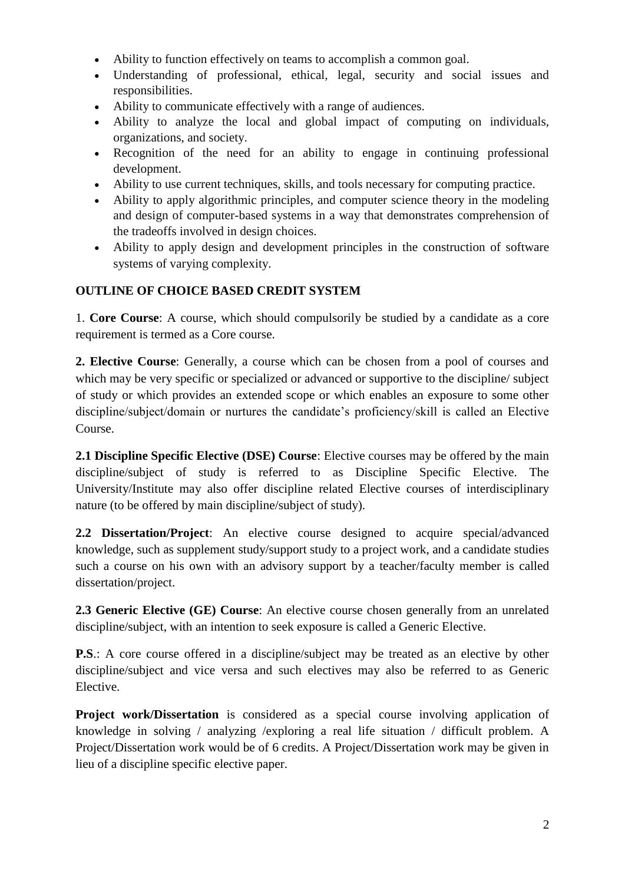- Ability to function effectively on teams to accomplish a common goal.
- Understanding of professional, ethical, legal, security and social issues and responsibilities.
- Ability to communicate effectively with a range of audiences.
- Ability to analyze the local and global impact of computing on individuals, organizations, and society.
- Recognition of the need for an ability to engage in continuing professional development.
- Ability to use current techniques, skills, and tools necessary for computing practice.
- Ability to apply algorithmic principles, and computer science theory in the modeling and design of computer-based systems in a way that demonstrates comprehension of the tradeoffs involved in design choices.
- Ability to apply design and development principles in the construction of software systems of varying complexity.

**OUTLINE OF CHOICE BASED CREDIT SYSTEM**

1. **Core Course**: A course, which should compulsorily be studied by a candidate as a core requirement is termed as a Core course.

**2. Elective Course**: Generally, a course which can be chosen from a pool of courses and which may be very specific or specialized or advanced or supportive to the discipline/ subject of study or which provides an extended scope or which enables an exposure to some other discipline/subject/domain or nurtures the candidate's proficiency/skill is called an Elective Course.

**2.1 Discipline Specific Elective (DSE) Course**: Elective courses may be offered by the main discipline/subject of study is referred to as Discipline Specific Elective. The University/Institute may also offer discipline related Elective courses of interdisciplinary nature (to be offered by main discipline/subject of study).

**2.2 Dissertation/Project**: An elective course designed to acquire special/advanced knowledge, such as supplement study/support study to a project work, and a candidate studies such a course on his own with an advisory support by a teacher/faculty member is called dissertation/project.

**2.3 Generic Elective (GE) Course**: An elective course chosen generally from an unrelated discipline/subject, with an intention to seek exposure is called a Generic Elective.

**P.S**.: A core course offered in a discipline/subject may be treated as an elective by other discipline/subject and vice versa and such electives may also be referred to as Generic Elective.

**Project work/Dissertation** is considered as a special course involving application of knowledge in solving / analyzing /exploring a real life situation / difficult problem. A Project/Dissertation work would be of 6 credits. A Project/Dissertation work may be given in lieu of a discipline specific elective paper.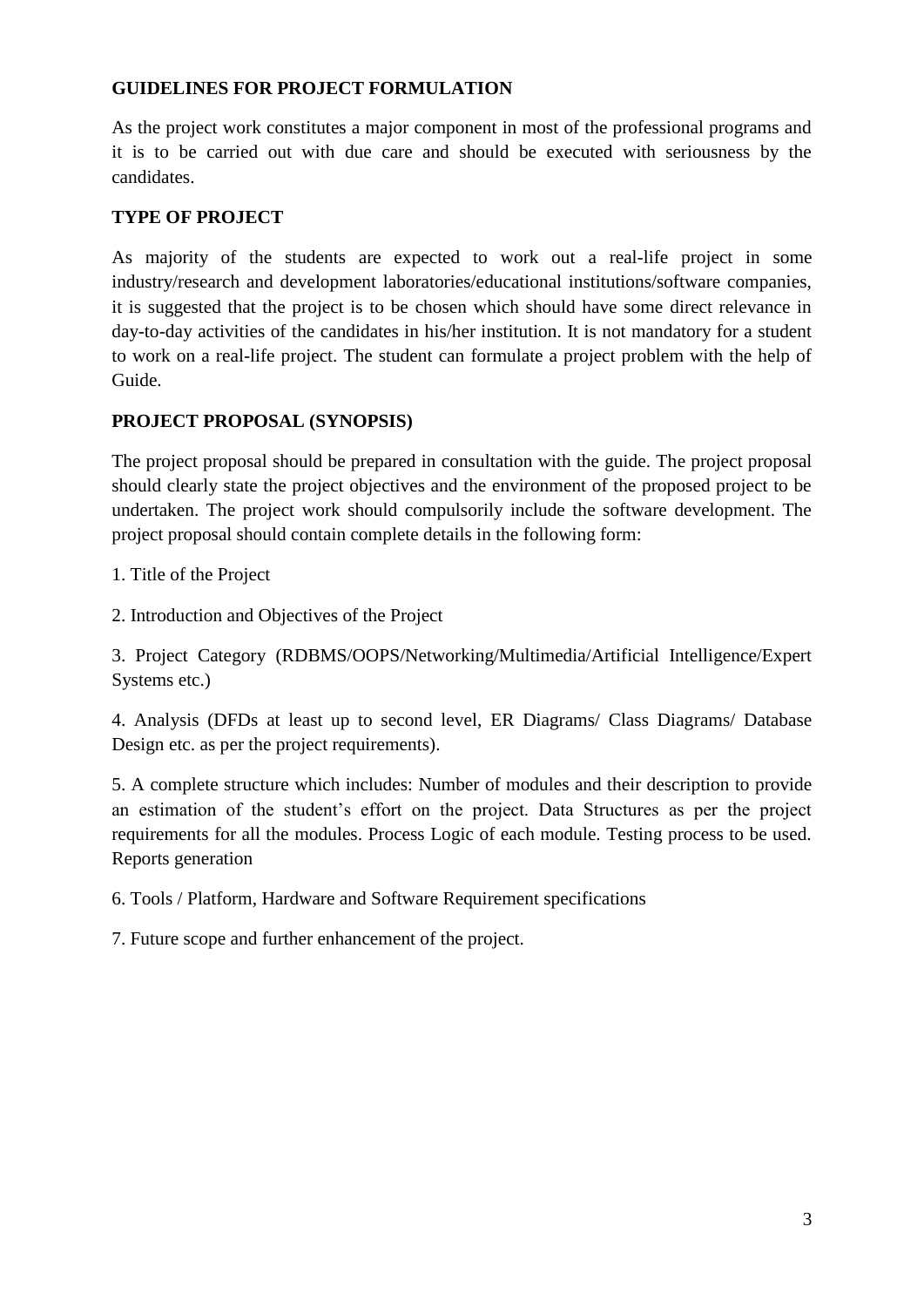## GUIDELINES FOR PROJECT FORMULATION

As the project work constitutes a major component in most of the professional programs and it is to be carried out with due care and should be executed with seriousness by the candidates.

## TYPE OF PROJECT

As majority of the students are expected to work out a real-life project in some industry/research and development laboratories/educational institutions/software companies, it is suggested that the project is to be chosen which should have some direct relevance in day-to-day activities of the candidates in his/her institution. It is not mandatory for a student to work on a real-life project. The student can formulate a project problem with the help of Guide.

## PROJECT PROPOSAL (SYNOPSIS)

The project proposal should be prepared in consultation with the guide. The project proposal should clearly state the project objectives and the environment of the proposed project to be undertaken. The project work should compulsorily include the software development. The project proposal should contain complete details in the following form:

1. Title of the Project

2. Introduction and Objectives of the Project

3. Project Category (RDBMS/OOPS/Networking/Multimedia/Artificial Intelligence/Expert Systems etc.)

4. Analysis (DFDs at least up to second level, ER Diagrams/ Class Diagrams/ Database Design etc. as per the project requirements).

5. A complete structure which includes: Number of modules and their description to provide an estimation of the student's effort on the project. Data Structures as per the project requirements for all the modules. Process Logic of each module. Testing process to be used. Reports generation

6. Tools / Platform, Hardware and Software Requirement specifications

7. Future scope and further enhancement of the project.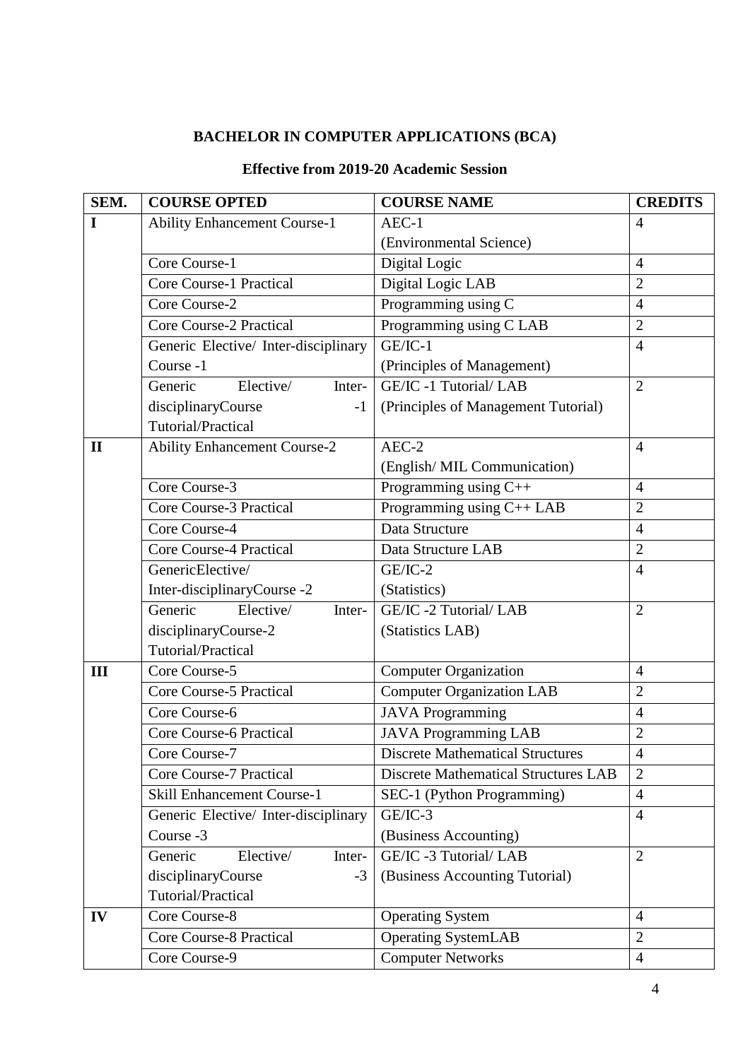**BACHELOR IN COMPUTER APPLICATIONS (BCA)**

**Effective from 2019-20 Academic Session**

| SEM. | COURSE OPTED | COURSE NAME | CREDITS |
|---|---|---|---|
| I | Ability Enhancement Course-1 | AEC-1 (Environmental Science) | 4 |
| | Core Course-1 | Digital Logic | 4 |
| | Core Course-1 Practical | Digital Logic LAB | 2 |
| | Core Course-2 | Programming using C | 4 |
| | Core Course-2 Practical | Programming using C LAB | 2 |
| | Generic Elective/ Inter-disciplinary Course -1 | GE/IC-1 (Principles of Management) | 4 |
| | Generic Elective/ Inter-disciplinaryCourse -1 Tutorial/Practical | GE/IC -1 Tutorial/ LAB (Principles of Management Tutorial) | 2 |
| II | Ability Enhancement Course-2 | AEC-2 (English/ MIL Communication) | 4 |
| | Core Course-3 | Programming using C++ | 4 |
| | Core Course-3 Practical | Programming using C++ LAB | 2 |
| | Core Course-4 | Data Structure | 4 |
| | Core Course-4 Practical | Data Structure LAB | 2 |
| | GenericElective/ Inter-disciplinaryCourse -2 | GE/IC-2 (Statistics) | 4 |
| | Generic Elective/ Inter-disciplinaryCourse-2 Tutorial/Practical | GE/IC -2 Tutorial/ LAB (Statistics LAB) | 2 |
| III | Core Course-5 | Computer Organization | 4 |
| | Core Course-5 Practical | Computer Organization LAB | 2 |
| | Core Course-6 | JAVA Programming | 4 |
| | Core Course-6 Practical | JAVA Programming LAB | 2 |
| | Core Course-7 | Discrete Mathematical Structures | 4 |
| | Core Course-7 Practical | Discrete Mathematical Structures LAB | 2 |
| | Skill Enhancement Course-1 | SEC-1 (Python Programming) | 4 |
| | Generic Elective/ Inter-disciplinary Course -3 | GE/IC-3 (Business Accounting) | 4 |
| | Generic Elective/ Inter-disciplinaryCourse -3 Tutorial/Practical | GE/IC -3 Tutorial/ LAB (Business Accounting Tutorial) | 2 |
| IV | Core Course-8 | Operating System | 4 |
| | Core Course-8 Practical | Operating SystemLAB | 2 |
| | Core Course-9 | Computer Networks | 4 |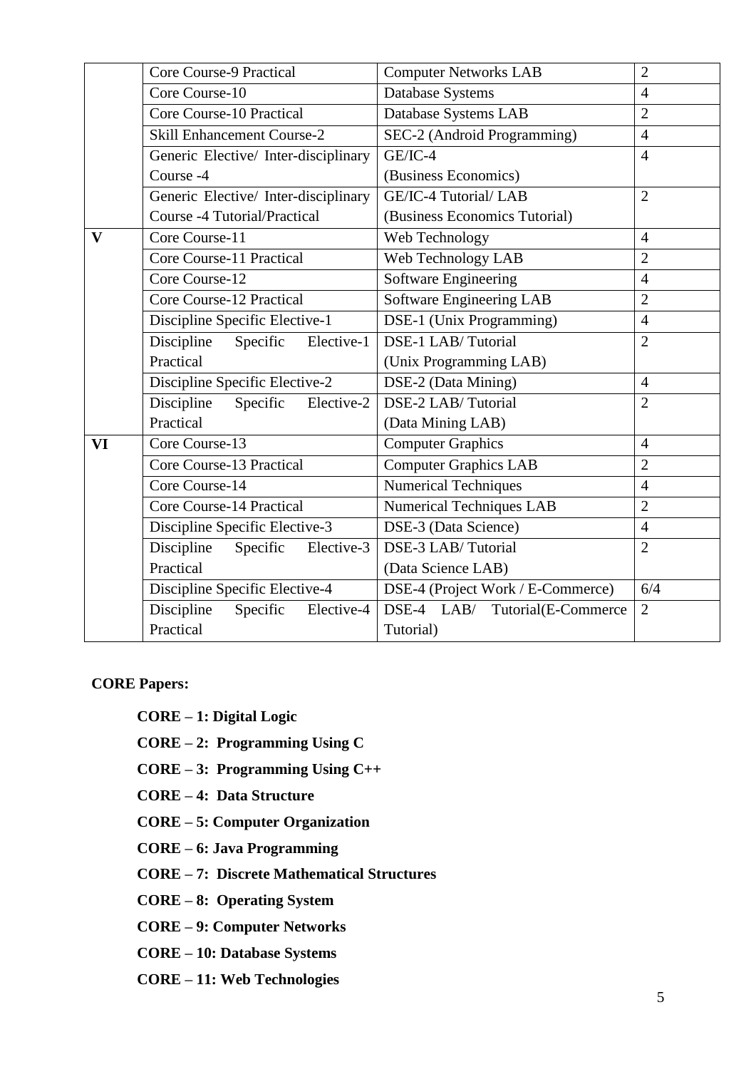|  | Core Course-9 Practical | Computer Networks LAB | 2 |
|---|---|---|---|
|  | Core Course-10 | Database Systems | 4 |
|  | Core Course-10 Practical | Database Systems LAB | 2 |
|  | Skill Enhancement Course-2 | SEC-2 (Android Programming) | 4 |
|  | Generic Elective/ Inter-disciplinary Course -4 | GE/IC-4 (Business Economics) | 4 |
|  | Generic Elective/ Inter-disciplinary Course -4 Tutorial/Practical | GE/IC-4 Tutorial/ LAB (Business Economics Tutorial) | 2 |
| **V** | Core Course-11 | Web Technology | 4 |
|  | Core Course-11 Practical | Web Technology LAB | 2 |
|  | Core Course-12 | Software Engineering | 4 |
|  | Core Course-12 Practical | Software Engineering LAB | 2 |
|  | Discipline Specific Elective-1 | DSE-1 (Unix Programming) | 4 |
|  | Discipline Specific Elective-1 Practical | DSE-1 LAB/ Tutorial (Unix Programming LAB) | 2 |
|  | Discipline Specific Elective-2 | DSE-2 (Data Mining) | 4 |
|  | Discipline Specific Elective-2 Practical | DSE-2 LAB/ Tutorial (Data Mining LAB) | 2 |
| **VI** | Core Course-13 | Computer Graphics | 4 |
|  | Core Course-13 Practical | Computer Graphics LAB | 2 |
|  | Core Course-14 | Numerical Techniques | 4 |
|  | Core Course-14 Practical | Numerical Techniques LAB | 2 |
|  | Discipline Specific Elective-3 | DSE-3 (Data Science) | 4 |
|  | Discipline Specific Elective-3 Practical | DSE-3 LAB/ Tutorial (Data Science LAB) | 2 |
|  | Discipline Specific Elective-4 | DSE-4 (Project Work / E-Commerce) | 6/4 |
|  | Discipline Specific Elective-4 Practical | DSE-4 LAB/ Tutorial(E-Commerce Tutorial) | 2 |

**CORE Papers:**

**CORE – 1: Digital Logic**

**CORE – 2: Programming Using C**

**CORE – 3: Programming Using C++**

**CORE – 4: Data Structure**

**CORE – 5: Computer Organization**

**CORE – 6: Java Programming**

**CORE – 7: Discrete Mathematical Structures**

**CORE – 8: Operating System**

**CORE – 9: Computer Networks**

**CORE – 10: Database Systems**

**CORE – 11: Web Technologies**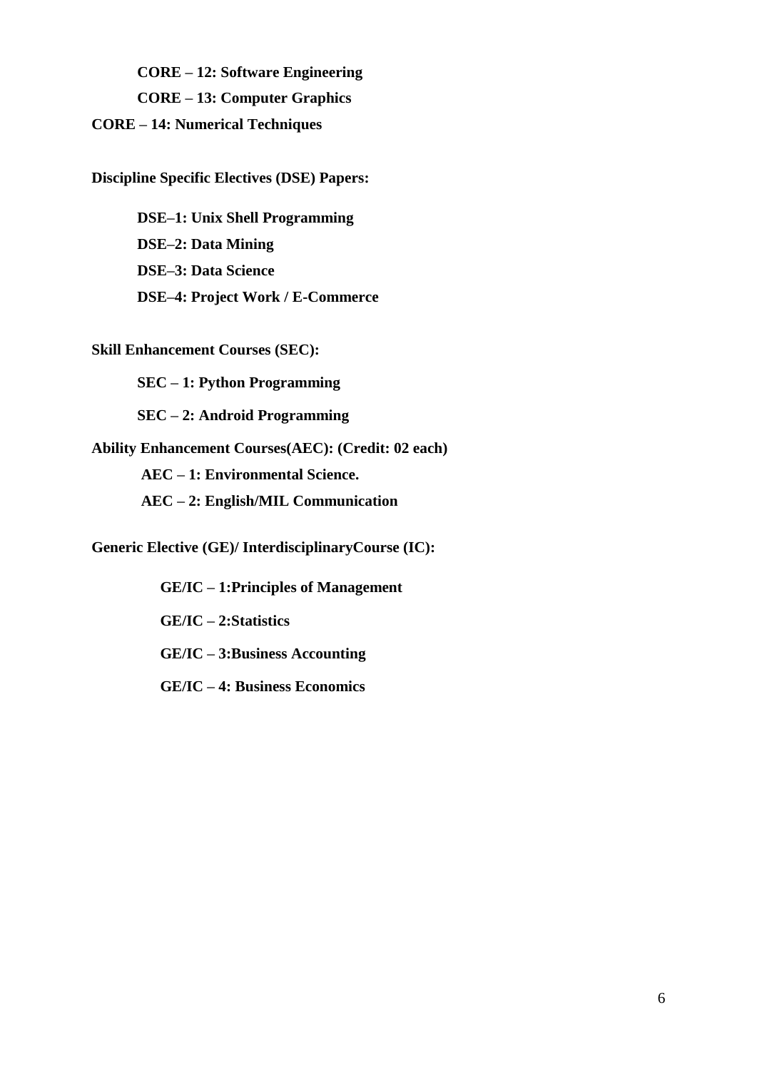**CORE – 12: Software Engineering**

**CORE – 13: Computer Graphics**

**CORE – 14: Numerical Techniques**

**Discipline Specific Electives (DSE) Papers:**

**DSE–1: Unix Shell Programming**

**DSE–2: Data Mining**

**DSE–3: Data Science**

**DSE–4: Project Work / E-Commerce**

**Skill Enhancement Courses (SEC):**

**SEC – 1: Python Programming**

**SEC – 2: Android Programming**

**Ability Enhancement Courses(AEC): (Credit: 02 each)**

**AEC – 1: Environmental Science.**

**AEC – 2: English/MIL Communication**

**Generic Elective (GE)/ InterdisciplinaryCourse (IC):**

**GE/IC – 1:Principles of Management**

**GE/IC – 2:Statistics**

**GE/IC – 3:Business Accounting**

**GE/IC – 4: Business Economics**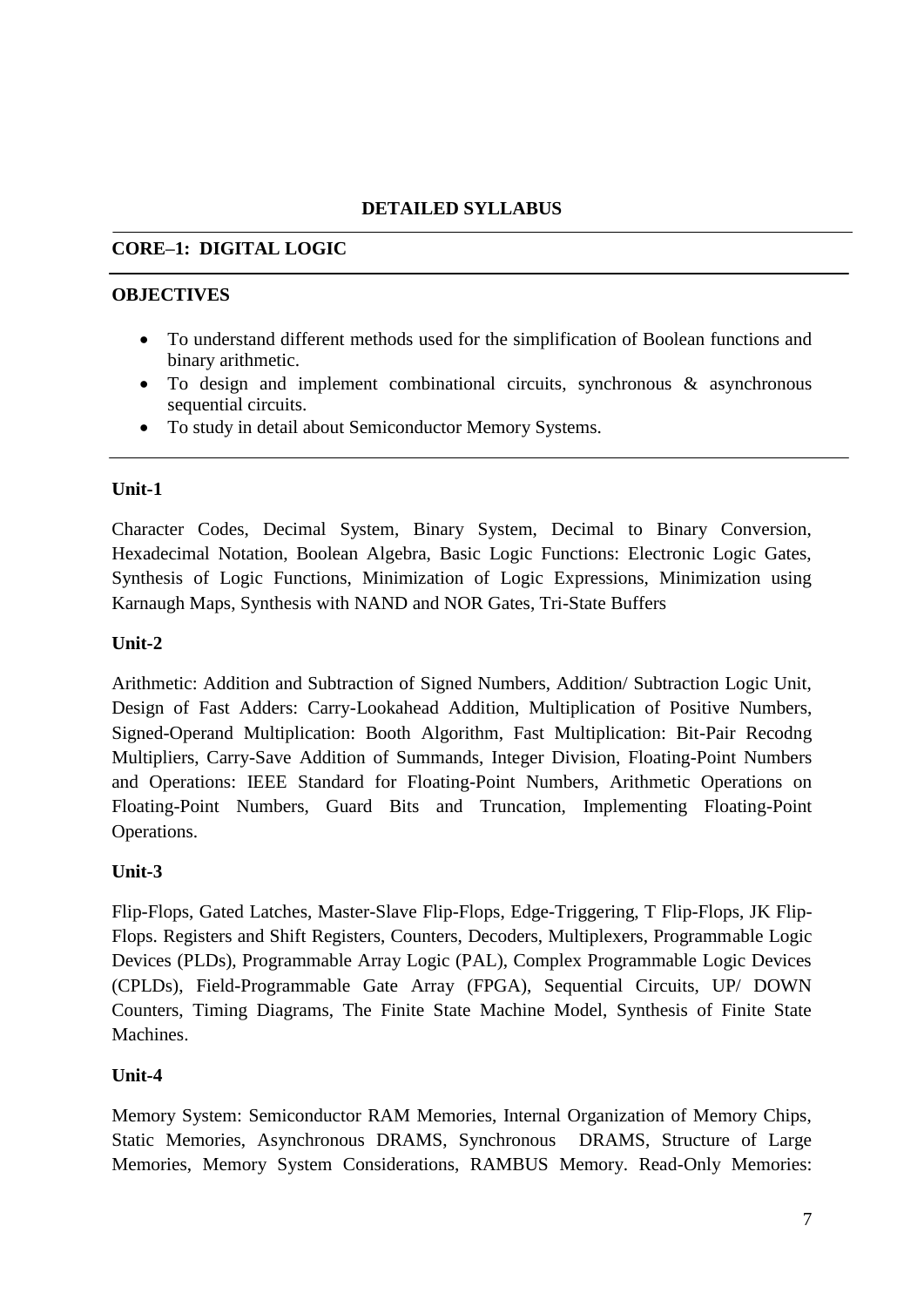## DETAILED SYLLABUS

### CORE–1: DIGITAL LOGIC

**OBJECTIVES**

- To understand different methods used for the simplification of Boolean functions and binary arithmetic.
- To design and implement combinational circuits, synchronous & asynchronous sequential circuits.
- To study in detail about Semiconductor Memory Systems.

**Unit-1**

Character Codes, Decimal System, Binary System, Decimal to Binary Conversion, Hexadecimal Notation, Boolean Algebra, Basic Logic Functions: Electronic Logic Gates, Synthesis of Logic Functions, Minimization of Logic Expressions, Minimization using Karnaugh Maps, Synthesis with NAND and NOR Gates, Tri-State Buffers

**Unit-2**

Arithmetic: Addition and Subtraction of Signed Numbers, Addition/ Subtraction Logic Unit, Design of Fast Adders: Carry-Lookahead Addition, Multiplication of Positive Numbers, Signed-Operand Multiplication: Booth Algorithm, Fast Multiplication: Bit-Pair Recodng Multipliers, Carry-Save Addition of Summands, Integer Division, Floating-Point Numbers and Operations: IEEE Standard for Floating-Point Numbers, Arithmetic Operations on Floating-Point Numbers, Guard Bits and Truncation, Implementing Floating-Point Operations.

**Unit-3**

Flip-Flops, Gated Latches, Master-Slave Flip-Flops, Edge-Triggering, T Flip-Flops, JK Flip-Flops. Registers and Shift Registers, Counters, Decoders, Multiplexers, Programmable Logic Devices (PLDs), Programmable Array Logic (PAL), Complex Programmable Logic Devices (CPLDs), Field-Programmable Gate Array (FPGA), Sequential Circuits, UP/ DOWN Counters, Timing Diagrams, The Finite State Machine Model, Synthesis of Finite State Machines.

**Unit-4**

Memory System: Semiconductor RAM Memories, Internal Organization of Memory Chips, Static Memories, Asynchronous DRAMS, Synchronous DRAMS, Structure of Large Memories, Memory System Considerations, RAMBUS Memory. Read-Only Memories: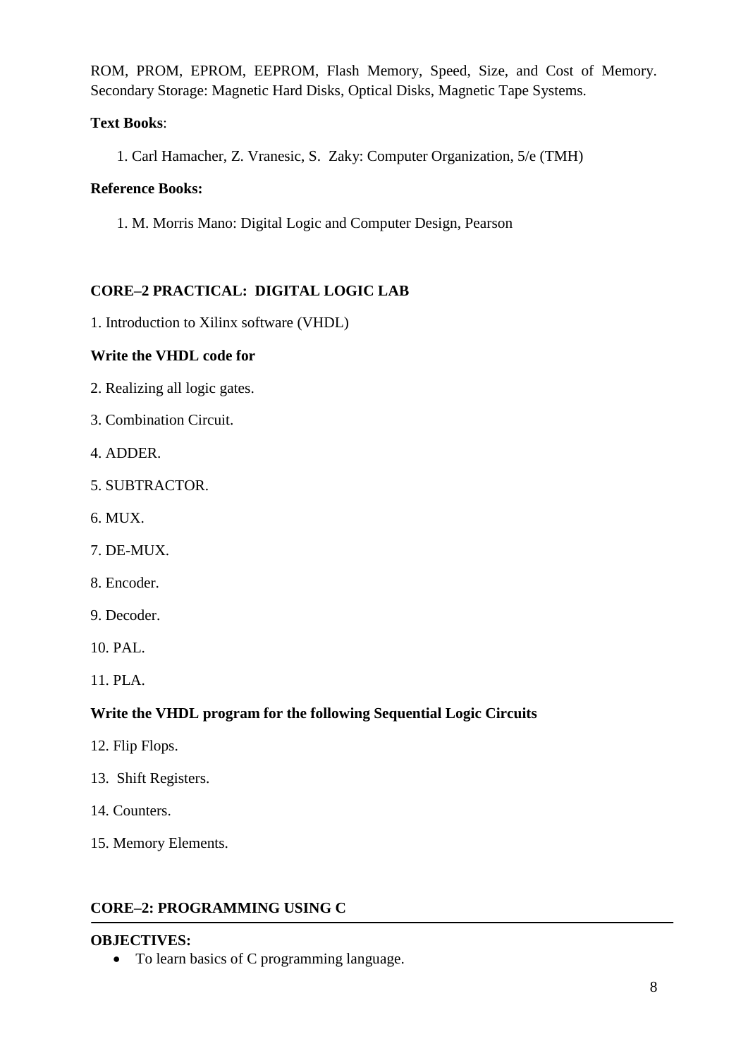ROM, PROM, EPROM, EEPROM, Flash Memory, Speed, Size, and Cost of Memory. Secondary Storage: Magnetic Hard Disks, Optical Disks, Magnetic Tape Systems.

**Text Books**:

1. Carl Hamacher, Z. Vranesic, S. Zaky: Computer Organization, 5/e (TMH)

**Reference Books:**

1. M. Morris Mano: Digital Logic and Computer Design, Pearson

## CORE–2 PRACTICAL: DIGITAL LOGIC LAB

1. Introduction to Xilinx software (VHDL)

**Write the VHDL code for**

2. Realizing all logic gates.
3. Combination Circuit.
4. ADDER.
5. SUBTRACTOR.
6. MUX.
7. DE-MUX.
8. Encoder.
9. Decoder.
10. PAL.
11. PLA.

**Write the VHDL program for the following Sequential Logic Circuits**

12. Flip Flops.
13. Shift Registers.
14. Counters.
15. Memory Elements.

## CORE–2: PROGRAMMING USING C

**OBJECTIVES:**

- To learn basics of C programming language.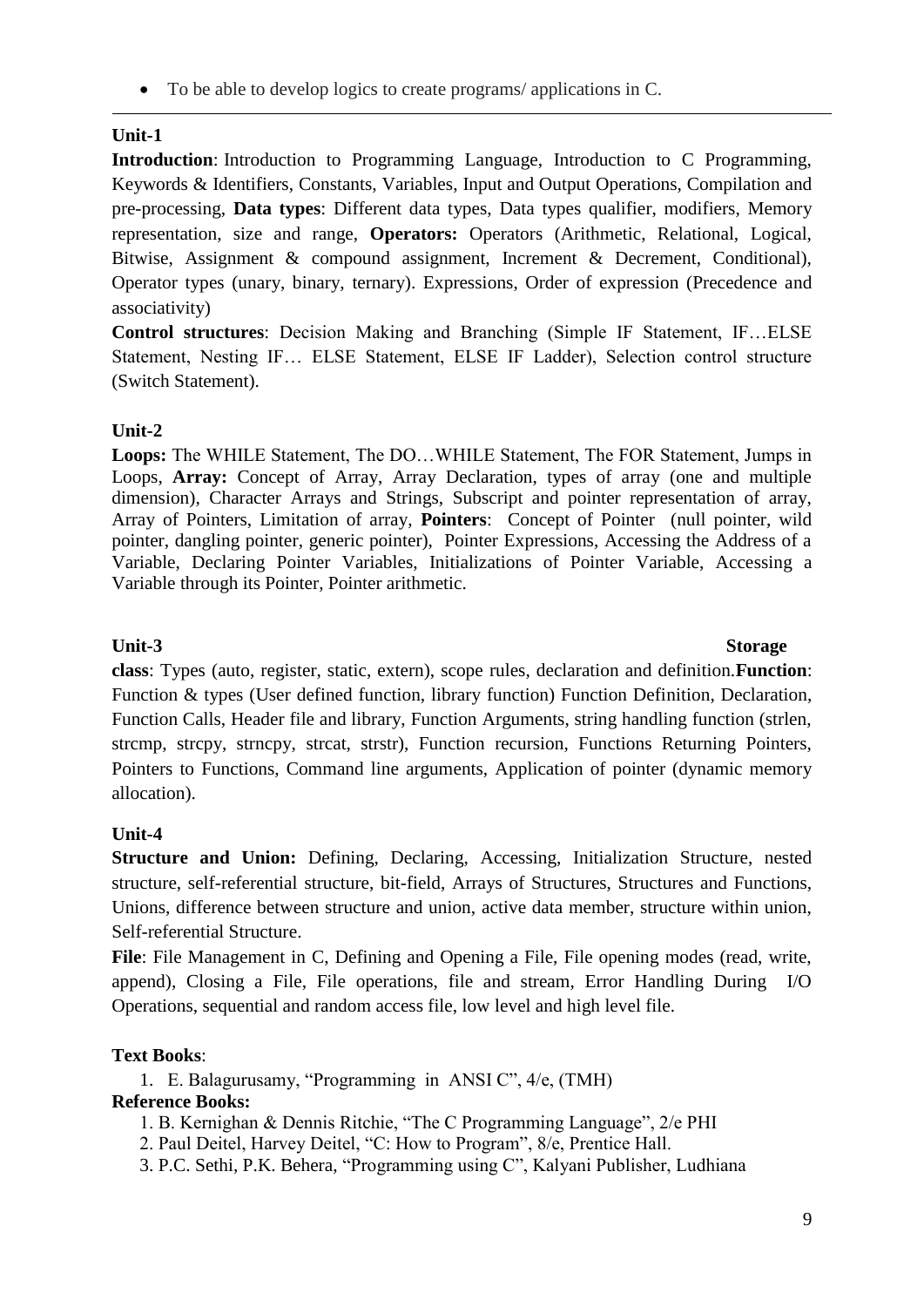- To be able to develop logics to create programs/ applications in C.

---

**Unit-1**

**Introduction**: Introduction to Programming Language, Introduction to C Programming, Keywords & Identifiers, Constants, Variables, Input and Output Operations, Compilation and pre-processing, **Data types**: Different data types, Data types qualifier, modifiers, Memory representation, size and range, **Operators:** Operators (Arithmetic, Relational, Logical, Bitwise, Assignment & compound assignment, Increment & Decrement, Conditional), Operator types (unary, binary, ternary). Expressions, Order of expression (Precedence and associativity)

**Control structures**: Decision Making and Branching (Simple IF Statement, IF…ELSE Statement, Nesting IF… ELSE Statement, ELSE IF Ladder), Selection control structure (Switch Statement).

**Unit-2**

**Loops:** The WHILE Statement, The DO…WHILE Statement, The FOR Statement, Jumps in Loops, **Array:** Concept of Array, Array Declaration, types of array (one and multiple dimension), Character Arrays and Strings, Subscript and pointer representation of array, Array of Pointers, Limitation of array, **Pointers**: Concept of Pointer (null pointer, wild pointer, dangling pointer, generic pointer), Pointer Expressions, Accessing the Address of a Variable, Declaring Pointer Variables, Initializations of Pointer Variable, Accessing a Variable through its Pointer, Pointer arithmetic.

**Unit-3** **Storage class**: Types (auto, register, static, extern), scope rules, declaration and definition.**Function**: Function & types (User defined function, library function) Function Definition, Declaration, Function Calls, Header file and library, Function Arguments, string handling function (strlen, strcmp, strcpy, strncpy, strcat, strstr), Function recursion, Functions Returning Pointers, Pointers to Functions, Command line arguments, Application of pointer (dynamic memory allocation).

**Unit-4**

**Structure and Union:** Defining, Declaring, Accessing, Initialization Structure, nested structure, self-referential structure, bit-field, Arrays of Structures, Structures and Functions, Unions, difference between structure and union, active data member, structure within union, Self-referential Structure.

**File**: File Management in C, Defining and Opening a File, File opening modes (read, write, append), Closing a File, File operations, file and stream, Error Handling During I/O Operations, sequential and random access file, low level and high level file.

**Text Books**:

1. E. Balagurusamy, "Programming in ANSI C", 4/e, (TMH)

**Reference Books:**

1. B. Kernighan & Dennis Ritchie, "The C Programming Language", 2/e PHI
2. Paul Deitel, Harvey Deitel, "C: How to Program", 8/e, Prentice Hall.
3. P.C. Sethi, P.K. Behera, "Programming using C", Kalyani Publisher, Ludhiana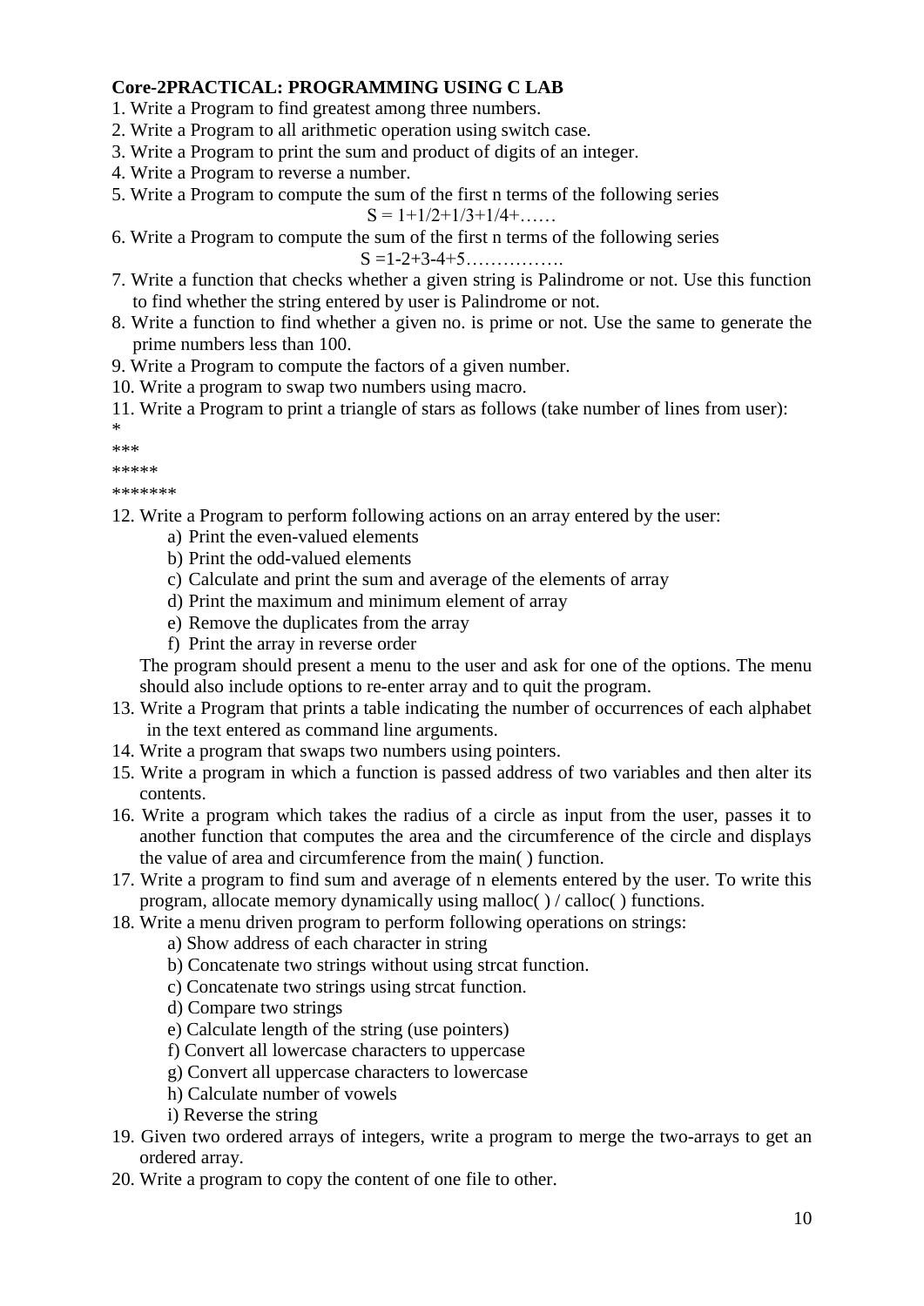**Core-2PRACTICAL: PROGRAMMING USING C LAB**

1. Write a Program to find greatest among three numbers.
2. Write a Program to all arithmetic operation using switch case.
3. Write a Program to print the sum and product of digits of an integer.
4. Write a Program to reverse a number.
5. Write a Program to compute the sum of the first n terms of the following series

   $S = 1+1/2+1/3+1/4+\ldots\ldots$
6. Write a Program to compute the sum of the first n terms of the following series

   $S = 1-2+3-4+5\ldots\ldots\ldots\ldots\ldots.$
7. Write a function that checks whether a given string is Palindrome or not. Use this function to find whether the string entered by user is Palindrome or not.
8. Write a function to find whether a given no. is prime or not. Use the same to generate the prime numbers less than 100.
9. Write a Program to compute the factors of a given number.
10. Write a program to swap two numbers using macro.
11. Write a Program to print a triangle of stars as follows (take number of lines from user):

```
*
***
*****
*******
```

12. Write a Program to perform following actions on an array entered by the user:
    a) Print the even-valued elements
    b) Print the odd-valued elements
    c) Calculate and print the sum and average of the elements of array
    d) Print the maximum and minimum element of array
    e) Remove the duplicates from the array
    f) Print the array in reverse order

    The program should present a menu to the user and ask for one of the options. The menu should also include options to re-enter array and to quit the program.
13. Write a Program that prints a table indicating the number of occurrences of each alphabet in the text entered as command line arguments.
14. Write a program that swaps two numbers using pointers.
15. Write a program in which a function is passed address of two variables and then alter its contents.
16. Write a program which takes the radius of a circle as input from the user, passes it to another function that computes the area and the circumference of the circle and displays the value of area and circumference from the main( ) function.
17. Write a program to find sum and average of n elements entered by the user. To write this program, allocate memory dynamically using malloc( ) / calloc( ) functions.
18. Write a menu driven program to perform following operations on strings:
    a) Show address of each character in string
    b) Concatenate two strings without using strcat function.
    c) Concatenate two strings using strcat function.
    d) Compare two strings
    e) Calculate length of the string (use pointers)
    f) Convert all lowercase characters to uppercase
    g) Convert all uppercase characters to lowercase
    h) Calculate number of vowels
    i) Reverse the string
19. Given two ordered arrays of integers, write a program to merge the two-arrays to get an ordered array.
20. Write a program to copy the content of one file to other.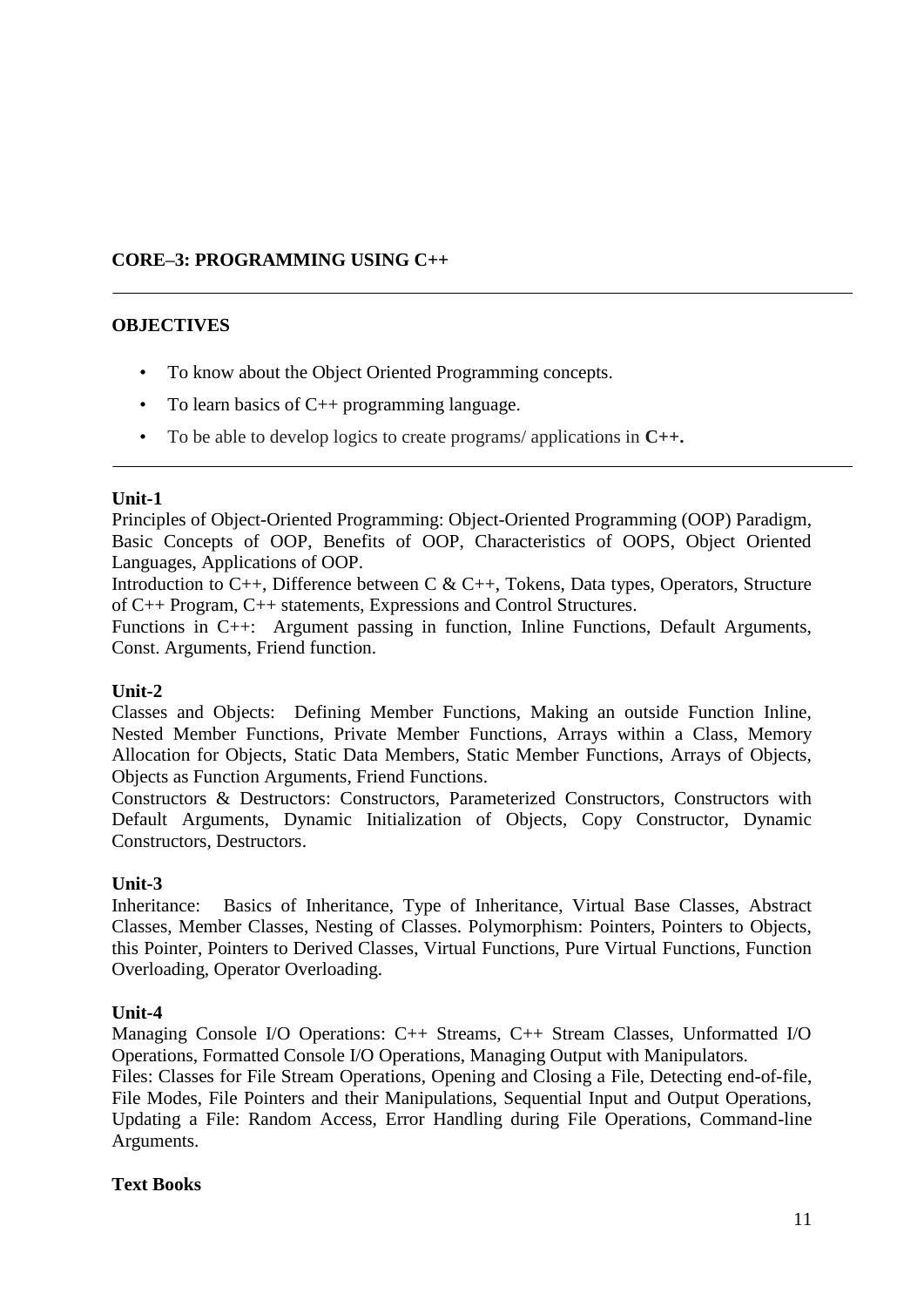## CORE–3: PROGRAMMING USING C++

---

### OBJECTIVES

- To know about the Object Oriented Programming concepts.
- To learn basics of C++ programming language.
- To be able to develop logics to create programs/ applications in **C++.**

---

### Unit-1

Principles of Object-Oriented Programming: Object-Oriented Programming (OOP) Paradigm, Basic Concepts of OOP, Benefits of OOP, Characteristics of OOPS, Object Oriented Languages, Applications of OOP.

Introduction to C++, Difference between C & C++, Tokens, Data types, Operators, Structure of C++ Program, C++ statements, Expressions and Control Structures.

Functions in C++: Argument passing in function, Inline Functions, Default Arguments, Const. Arguments, Friend function.

### Unit-2

Classes and Objects: Defining Member Functions, Making an outside Function Inline, Nested Member Functions, Private Member Functions, Arrays within a Class, Memory Allocation for Objects, Static Data Members, Static Member Functions, Arrays of Objects, Objects as Function Arguments, Friend Functions.

Constructors & Destructors: Constructors, Parameterized Constructors, Constructors with Default Arguments, Dynamic Initialization of Objects, Copy Constructor, Dynamic Constructors, Destructors.

### Unit-3

Inheritance: Basics of Inheritance, Type of Inheritance, Virtual Base Classes, Abstract Classes, Member Classes, Nesting of Classes. Polymorphism: Pointers, Pointers to Objects, this Pointer, Pointers to Derived Classes, Virtual Functions, Pure Virtual Functions, Function Overloading, Operator Overloading.

### Unit-4

Managing Console I/O Operations: C++ Streams, C++ Stream Classes, Unformatted I/O Operations, Formatted Console I/O Operations, Managing Output with Manipulators.

Files: Classes for File Stream Operations, Opening and Closing a File, Detecting end-of-file, File Modes, File Pointers and their Manipulations, Sequential Input and Output Operations, Updating a File: Random Access, Error Handling during File Operations, Command-line Arguments.

### Text Books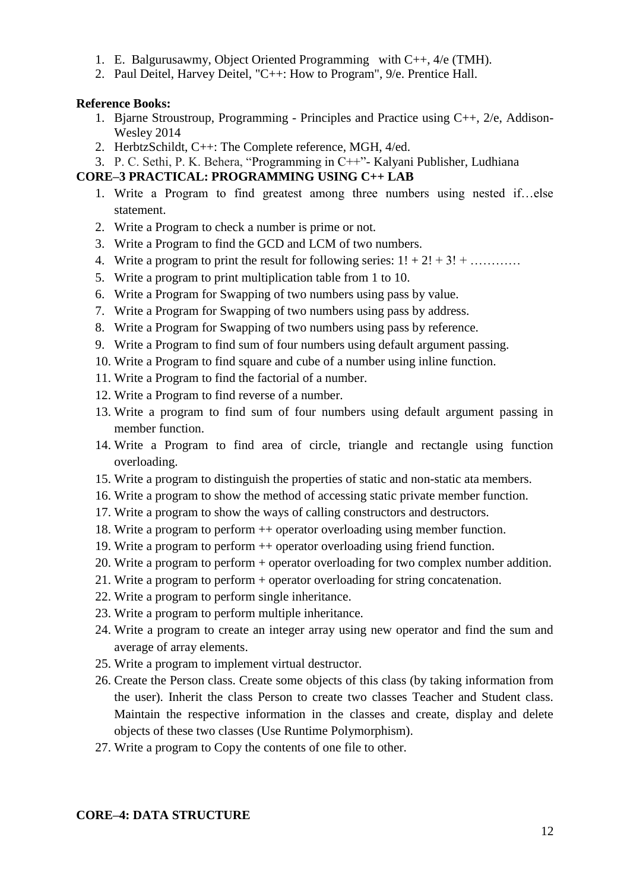1. E. Balgurusawmy, Object Oriented Programming with C++, 4/e (TMH).
2. Paul Deitel, Harvey Deitel, "C++: How to Program", 9/e. Prentice Hall.

**Reference Books:**

1. Bjarne Stroustroup, Programming - Principles and Practice using C++, 2/e, Addison-Wesley 2014
2. HerbtzSchildt, C++: The Complete reference, MGH, 4/ed.
3. P. C. Sethi, P. K. Behera, “Programming in C++”- Kalyani Publisher, Ludhiana

**CORE–3 PRACTICAL: PROGRAMMING USING C++ LAB**

1. Write a Program to find greatest among three numbers using nested if…else statement.
2. Write a Program to check a number is prime or not.
3. Write a Program to find the GCD and LCM of two numbers.
4. Write a program to print the result for following series: 1! + 2! + 3! + …………
5. Write a program to print multiplication table from 1 to 10.
6. Write a Program for Swapping of two numbers using pass by value.
7. Write a Program for Swapping of two numbers using pass by address.
8. Write a Program for Swapping of two numbers using pass by reference.
9. Write a Program to find sum of four numbers using default argument passing.
10. Write a Program to find square and cube of a number using inline function.
11. Write a Program to find the factorial of a number.
12. Write a Program to find reverse of a number.
13. Write a program to find sum of four numbers using default argument passing in member function.
14. Write a Program to find area of circle, triangle and rectangle using function overloading.
15. Write a program to distinguish the properties of static and non-static ata members.
16. Write a program to show the method of accessing static private member function.
17. Write a program to show the ways of calling constructors and destructors.
18. Write a program to perform ++ operator overloading using member function.
19. Write a program to perform ++ operator overloading using friend function.
20. Write a program to perform + operator overloading for two complex number addition.
21. Write a program to perform + operator overloading for string concatenation.
22. Write a program to perform single inheritance.
23. Write a program to perform multiple inheritance.
24. Write a program to create an integer array using new operator and find the sum and average of array elements.
25. Write a program to implement virtual destructor.
26. Create the Person class. Create some objects of this class (by taking information from the user). Inherit the class Person to create two classes Teacher and Student class. Maintain the respective information in the classes and create, display and delete objects of these two classes (Use Runtime Polymorphism).
27. Write a program to Copy the contents of one file to other.

**CORE–4: DATA STRUCTURE**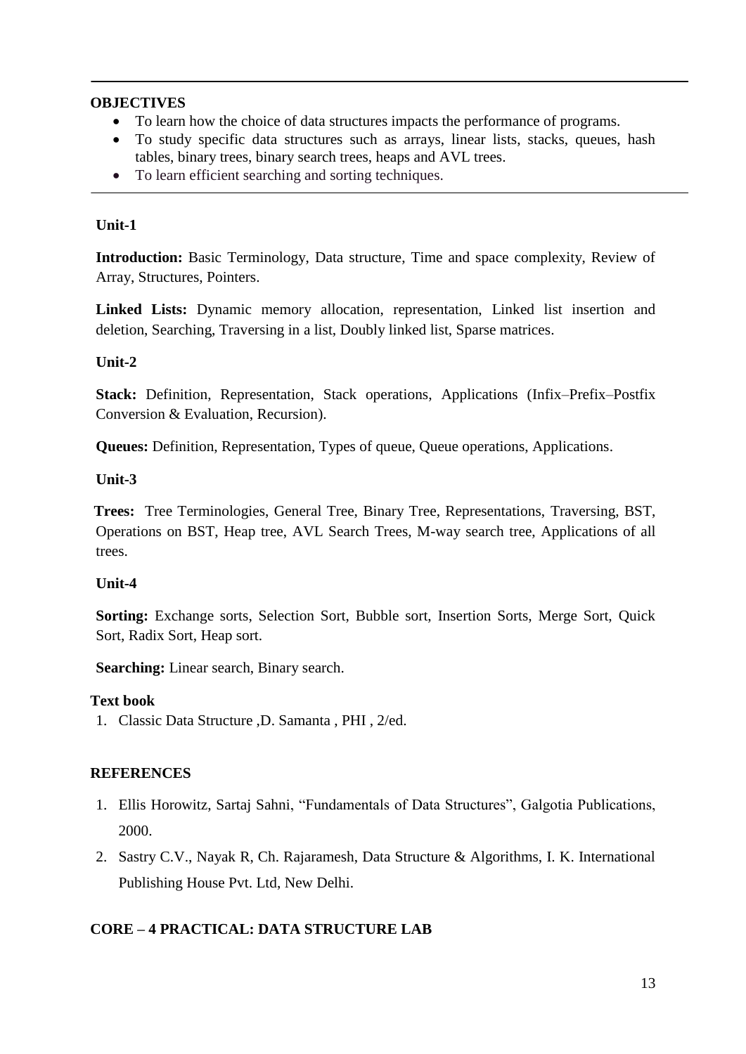**OBJECTIVES**

- To learn how the choice of data structures impacts the performance of programs.
- To study specific data structures such as arrays, linear lists, stacks, queues, hash tables, binary trees, binary search trees, heaps and AVL trees.
- To learn efficient searching and sorting techniques.

**Unit-1**

**Introduction:** Basic Terminology, Data structure, Time and space complexity, Review of Array, Structures, Pointers.

**Linked Lists:** Dynamic memory allocation, representation, Linked list insertion and deletion, Searching, Traversing in a list, Doubly linked list, Sparse matrices.

**Unit-2**

**Stack:** Definition, Representation, Stack operations, Applications (Infix–Prefix–Postfix Conversion & Evaluation, Recursion).

**Queues:** Definition, Representation, Types of queue, Queue operations, Applications.

**Unit-3**

**Trees:** Tree Terminologies, General Tree, Binary Tree, Representations, Traversing, BST, Operations on BST, Heap tree, AVL Search Trees, M-way search tree, Applications of all trees.

**Unit-4**

**Sorting:** Exchange sorts, Selection Sort, Bubble sort, Insertion Sorts, Merge Sort, Quick Sort, Radix Sort, Heap sort.

**Searching:** Linear search, Binary search.

**Text book**

1. Classic Data Structure ,D. Samanta , PHI , 2/ed.

**REFERENCES**

1. Ellis Horowitz, Sartaj Sahni, "Fundamentals of Data Structures", Galgotia Publications, 2000.
2. Sastry C.V., Nayak R, Ch. Rajaramesh, Data Structure & Algorithms, I. K. International Publishing House Pvt. Ltd, New Delhi.

**CORE – 4 PRACTICAL: DATA STRUCTURE LAB**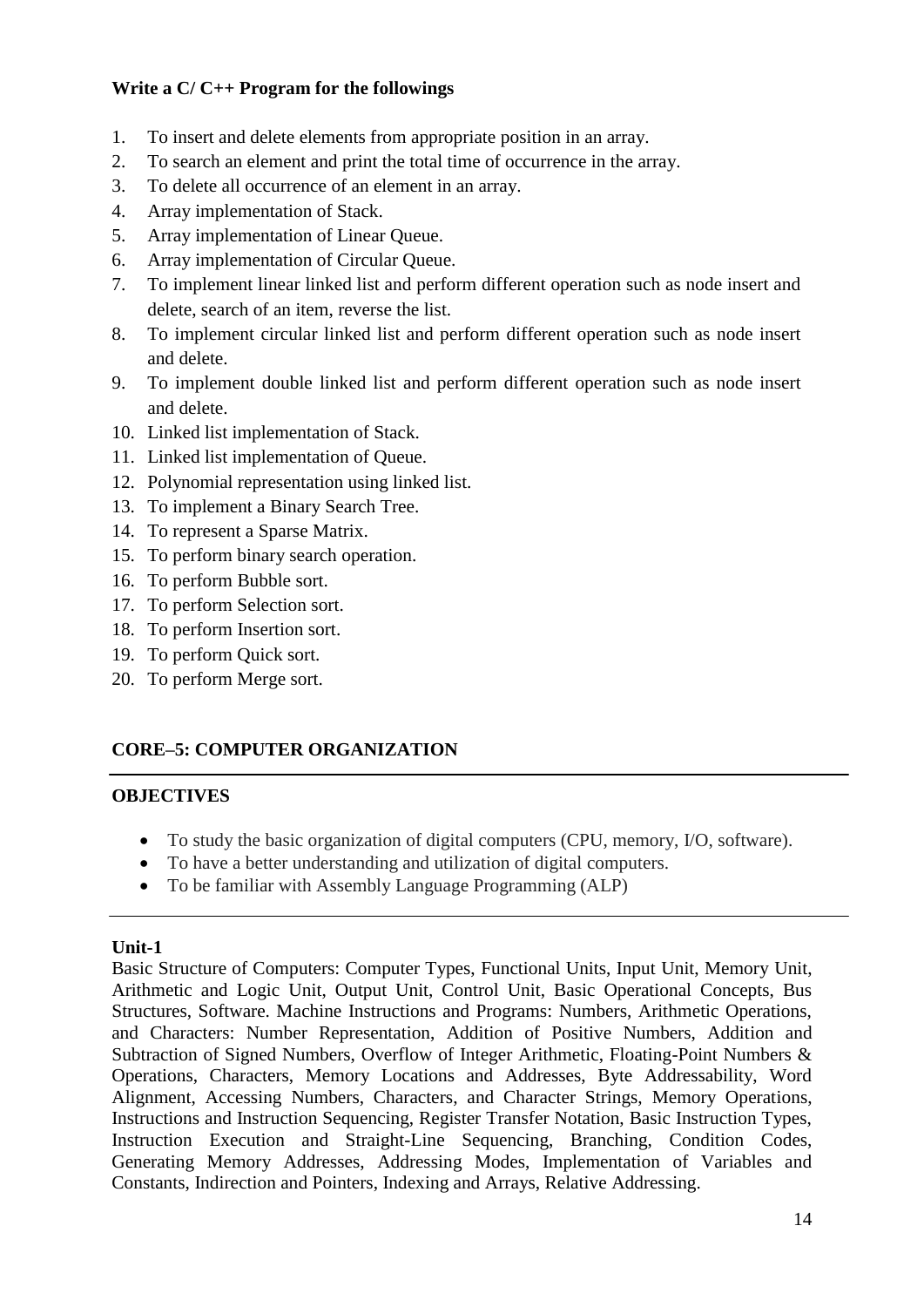**Write a C/ C++ Program for the followings**

1. To insert and delete elements from appropriate position in an array.
2. To search an element and print the total time of occurrence in the array.
3. To delete all occurrence of an element in an array.
4. Array implementation of Stack.
5. Array implementation of Linear Queue.
6. Array implementation of Circular Queue.
7. To implement linear linked list and perform different operation such as node insert and delete, search of an item, reverse the list.
8. To implement circular linked list and perform different operation such as node insert and delete.
9. To implement double linked list and perform different operation such as node insert and delete.
10. Linked list implementation of Stack.
11. Linked list implementation of Queue.
12. Polynomial representation using linked list.
13. To implement a Binary Search Tree.
14. To represent a Sparse Matrix.
15. To perform binary search operation.
16. To perform Bubble sort.
17. To perform Selection sort.
18. To perform Insertion sort.
19. To perform Quick sort.
20. To perform Merge sort.

## CORE–5: COMPUTER ORGANIZATION

---

### OBJECTIVES

- To study the basic organization of digital computers (CPU, memory, I/O, software).
- To have a better understanding and utilization of digital computers.
- To be familiar with Assembly Language Programming (ALP)

---

### Unit-1

Basic Structure of Computers: Computer Types, Functional Units, Input Unit, Memory Unit, Arithmetic and Logic Unit, Output Unit, Control Unit, Basic Operational Concepts, Bus Structures, Software. Machine Instructions and Programs: Numbers, Arithmetic Operations, and Characters: Number Representation, Addition of Positive Numbers, Addition and Subtraction of Signed Numbers, Overflow of Integer Arithmetic, Floating-Point Numbers & Operations, Characters, Memory Locations and Addresses, Byte Addressability, Word Alignment, Accessing Numbers, Characters, and Character Strings, Memory Operations, Instructions and Instruction Sequencing, Register Transfer Notation, Basic Instruction Types, Instruction Execution and Straight-Line Sequencing, Branching, Condition Codes, Generating Memory Addresses, Addressing Modes, Implementation of Variables and Constants, Indirection and Pointers, Indexing and Arrays, Relative Addressing.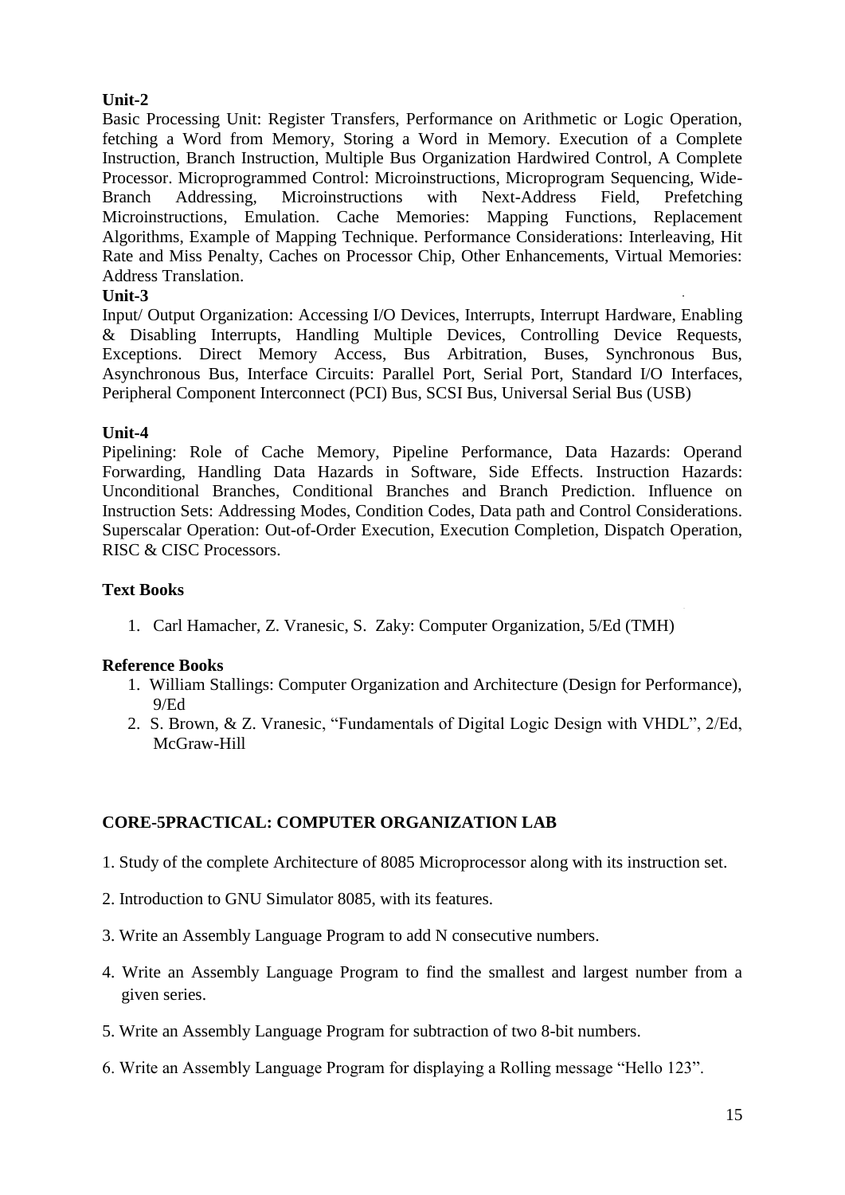**Unit-2**

Basic Processing Unit: Register Transfers, Performance on Arithmetic or Logic Operation, fetching a Word from Memory, Storing a Word in Memory. Execution of a Complete Instruction, Branch Instruction, Multiple Bus Organization Hardwired Control, A Complete Processor. Microprogrammed Control: Microinstructions, Microprogram Sequencing, Wide-Branch Addressing, Microinstructions with Next-Address Field, Prefetching Microinstructions, Emulation. Cache Memories: Mapping Functions, Replacement Algorithms, Example of Mapping Technique. Performance Considerations: Interleaving, Hit Rate and Miss Penalty, Caches on Processor Chip, Other Enhancements, Virtual Memories: Address Translation.

**Unit-3**

Input/ Output Organization: Accessing I/O Devices, Interrupts, Interrupt Hardware, Enabling & Disabling Interrupts, Handling Multiple Devices, Controlling Device Requests, Exceptions. Direct Memory Access, Bus Arbitration, Buses, Synchronous Bus, Asynchronous Bus, Interface Circuits: Parallel Port, Serial Port, Standard I/O Interfaces, Peripheral Component Interconnect (PCI) Bus, SCSI Bus, Universal Serial Bus (USB)

**Unit-4**

Pipelining: Role of Cache Memory, Pipeline Performance, Data Hazards: Operand Forwarding, Handling Data Hazards in Software, Side Effects. Instruction Hazards: Unconditional Branches, Conditional Branches and Branch Prediction. Influence on Instruction Sets: Addressing Modes, Condition Codes, Data path and Control Considerations. Superscalar Operation: Out-of-Order Execution, Execution Completion, Dispatch Operation, RISC & CISC Processors.

**Text Books**

1. Carl Hamacher, Z. Vranesic, S. Zaky: Computer Organization, 5/Ed (TMH)

**Reference Books**

1. William Stallings: Computer Organization and Architecture (Design for Performance), 9/Ed
2. S. Brown, & Z. Vranesic, "Fundamentals of Digital Logic Design with VHDL", 2/Ed, McGraw-Hill

**CORE-5PRACTICAL: COMPUTER ORGANIZATION LAB**

1. Study of the complete Architecture of 8085 Microprocessor along with its instruction set.
2. Introduction to GNU Simulator 8085, with its features.
3. Write an Assembly Language Program to add N consecutive numbers.
4. Write an Assembly Language Program to find the smallest and largest number from a given series.
5. Write an Assembly Language Program for subtraction of two 8-bit numbers.
6. Write an Assembly Language Program for displaying a Rolling message "Hello 123".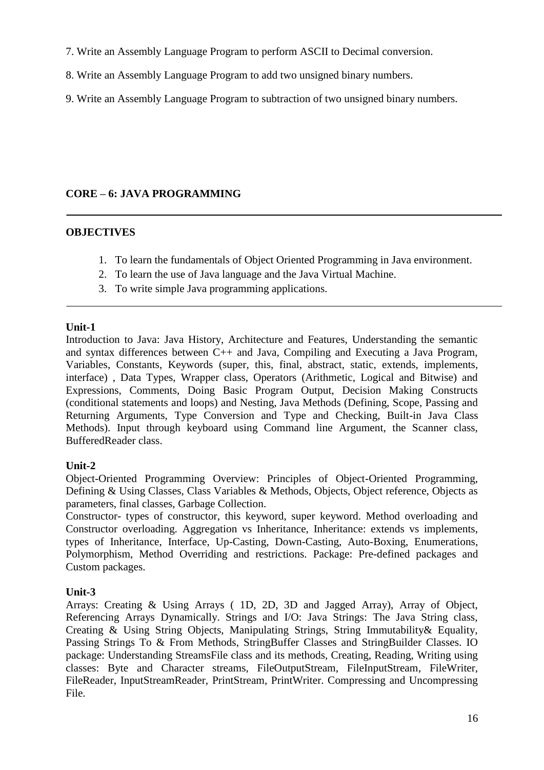7. Write an Assembly Language Program to perform ASCII to Decimal conversion.

8. Write an Assembly Language Program to add two unsigned binary numbers.

9. Write an Assembly Language Program to subtraction of two unsigned binary numbers.

## CORE – 6: JAVA PROGRAMMING

---

**OBJECTIVES**

1. To learn the fundamentals of Object Oriented Programming in Java environment.
2. To learn the use of Java language and the Java Virtual Machine.
3. To write simple Java programming applications.

---

**Unit-1**

Introduction to Java: Java History, Architecture and Features, Understanding the semantic and syntax differences between C++ and Java, Compiling and Executing a Java Program, Variables, Constants, Keywords (super, this, final, abstract, static, extends, implements, interface) , Data Types, Wrapper class, Operators (Arithmetic, Logical and Bitwise) and Expressions, Comments, Doing Basic Program Output, Decision Making Constructs (conditional statements and loops) and Nesting, Java Methods (Defining, Scope, Passing and Returning Arguments, Type Conversion and Type and Checking, Built-in Java Class Methods). Input through keyboard using Command line Argument, the Scanner class, BufferedReader class.

**Unit-2**

Object-Oriented Programming Overview: Principles of Object-Oriented Programming, Defining & Using Classes, Class Variables & Methods, Objects, Object reference, Objects as parameters, final classes, Garbage Collection.

Constructor- types of constructor, this keyword, super keyword. Method overloading and Constructor overloading. Aggregation vs Inheritance, Inheritance: extends vs implements, types of Inheritance, Interface, Up-Casting, Down-Casting, Auto-Boxing, Enumerations, Polymorphism, Method Overriding and restrictions. Package: Pre-defined packages and Custom packages.

**Unit-3**

Arrays: Creating & Using Arrays ( 1D, 2D, 3D and Jagged Array), Array of Object, Referencing Arrays Dynamically. Strings and I/O: Java Strings: The Java String class, Creating & Using String Objects, Manipulating Strings, String Immutability& Equality, Passing Strings To & From Methods, StringBuffer Classes and StringBuilder Classes. IO package: Understanding StreamsFile class and its methods, Creating, Reading, Writing using classes: Byte and Character streams, FileOutputStream, FileInputStream, FileWriter, FileReader, InputStreamReader, PrintStream, PrintWriter. Compressing and Uncompressing File.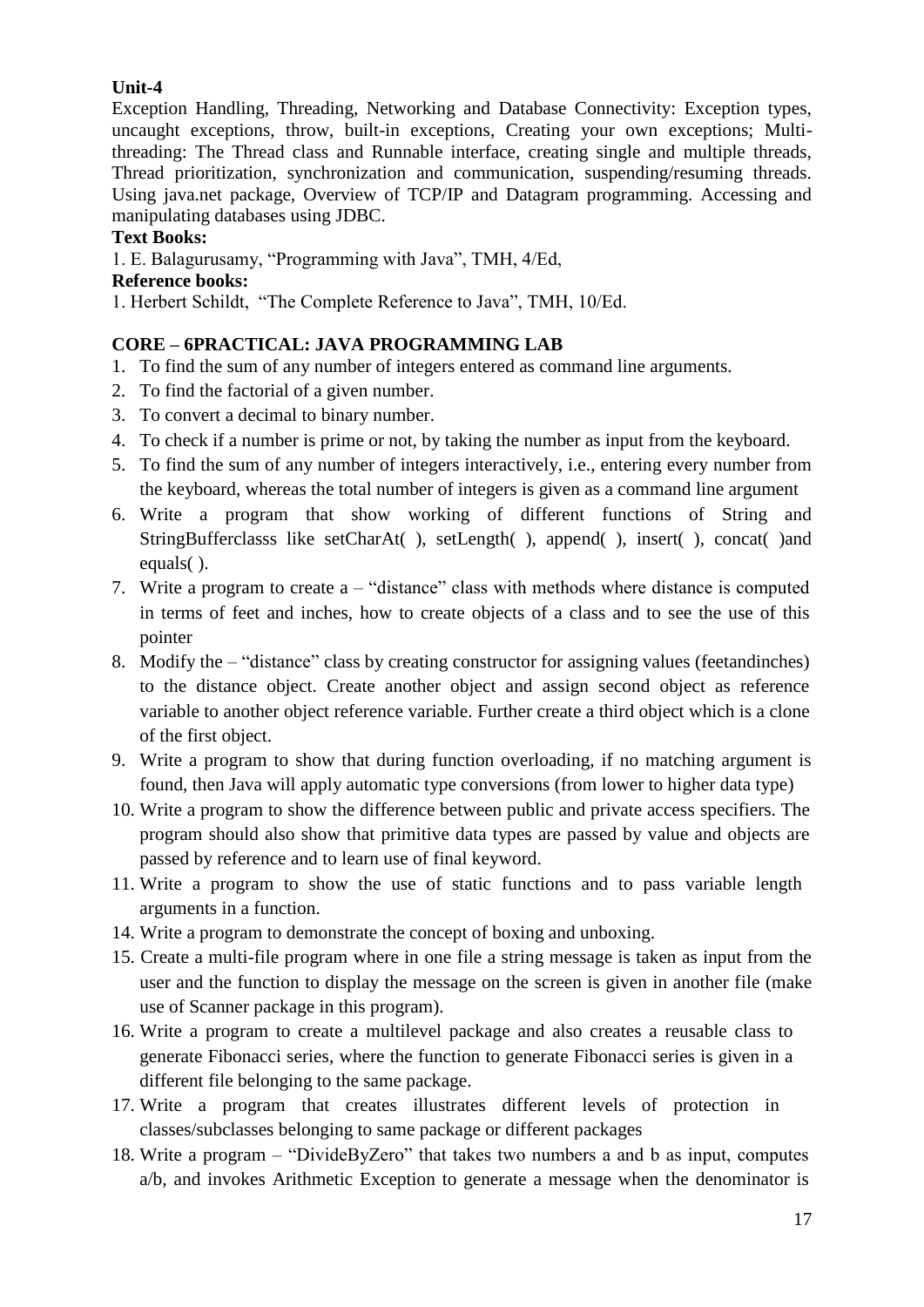**Unit-4**

Exception Handling, Threading, Networking and Database Connectivity: Exception types, uncaught exceptions, throw, built-in exceptions, Creating your own exceptions; Multi-threading: The Thread class and Runnable interface, creating single and multiple threads, Thread prioritization, synchronization and communication, suspending/resuming threads. Using java.net package, Overview of TCP/IP and Datagram programming. Accessing and manipulating databases using JDBC.

**Text Books:**

1. E. Balagurusamy, "Programming with Java", TMH, 4/Ed,

**Reference books:**

1. Herbert Schildt, "The Complete Reference to Java", TMH, 10/Ed.

**CORE – 6PRACTICAL: JAVA PROGRAMMING LAB**

1. To find the sum of any number of integers entered as command line arguments.
2. To find the factorial of a given number.
3. To convert a decimal to binary number.
4. To check if a number is prime or not, by taking the number as input from the keyboard.
5. To find the sum of any number of integers interactively, i.e., entering every number from the keyboard, whereas the total number of integers is given as a command line argument
6. Write a program that show working of different functions of String and StringBufferclasss like setCharAt( ), setLength( ), append( ), insert( ), concat( )and equals( ).
7. Write a program to create a – "distance" class with methods where distance is computed in terms of feet and inches, how to create objects of a class and to see the use of this pointer
8. Modify the – "distance" class by creating constructor for assigning values (feetandinches) to the distance object. Create another object and assign second object as reference variable to another object reference variable. Further create a third object which is a clone of the first object.
9. Write a program to show that during function overloading, if no matching argument is found, then Java will apply automatic type conversions (from lower to higher data type)
10. Write a program to show the difference between public and private access specifiers. The program should also show that primitive data types are passed by value and objects are passed by reference and to learn use of final keyword.
11. Write a program to show the use of static functions and to pass variable length arguments in a function.

14. Write a program to demonstrate the concept of boxing and unboxing.
15. Create a multi-file program where in one file a string message is taken as input from the user and the function to display the message on the screen is given in another file (make use of Scanner package in this program).
16. Write a program to create a multilevel package and also creates a reusable class to generate Fibonacci series, where the function to generate Fibonacci series is given in a different file belonging to the same package.
17. Write a program that creates illustrates different levels of protection in classes/subclasses belonging to same package or different packages
18. Write a program – "DivideByZero" that takes two numbers a and b as input, computes a/b, and invokes Arithmetic Exception to generate a message when the denominator is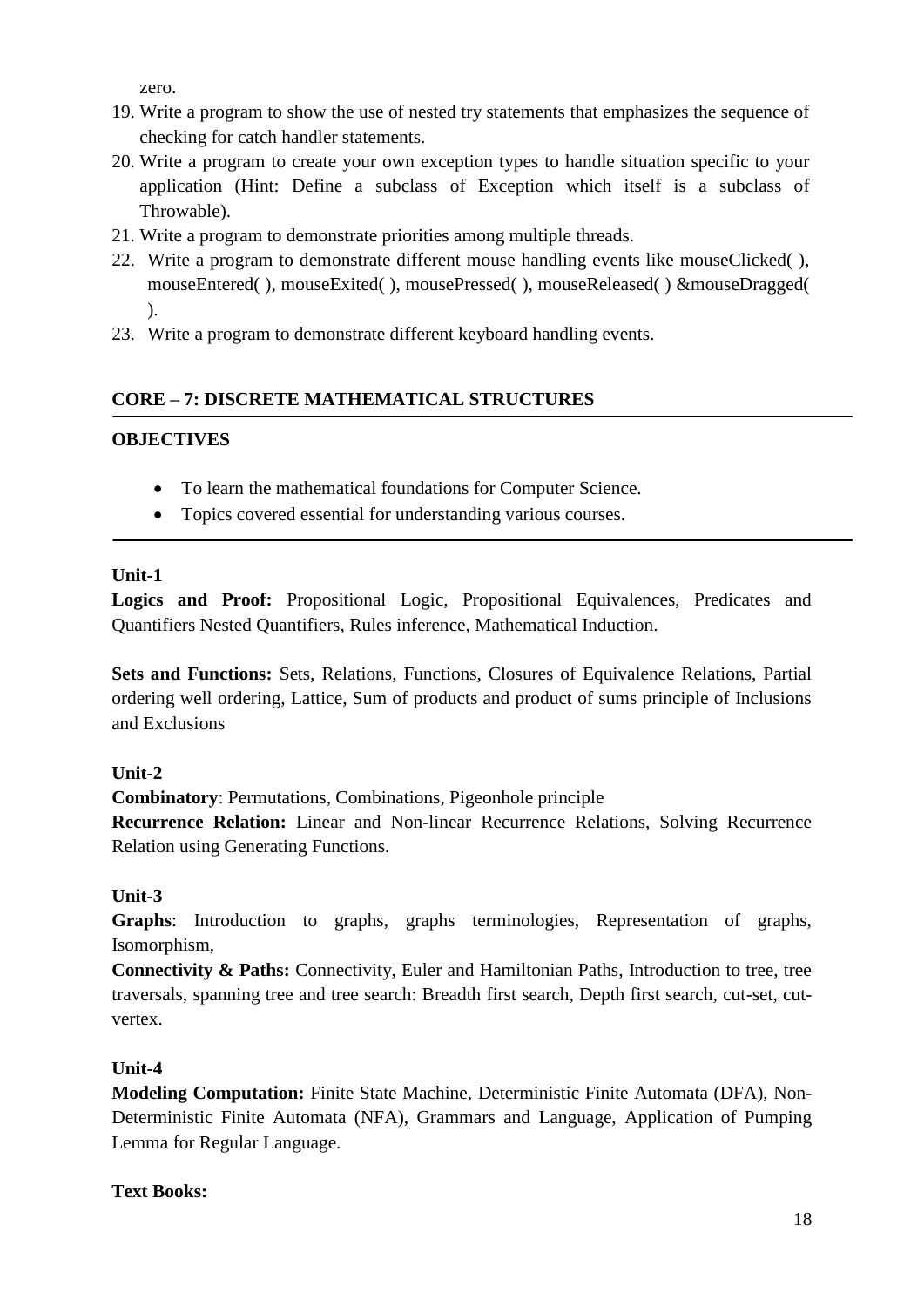zero.

19. Write a program to show the use of nested try statements that emphasizes the sequence of checking for catch handler statements.
20. Write a program to create your own exception types to handle situation specific to your application (Hint: Define a subclass of Exception which itself is a subclass of Throwable).
21. Write a program to demonstrate priorities among multiple threads.
22. Write a program to demonstrate different mouse handling events like mouseClicked( ), mouseEntered( ), mouseExited( ), mousePressed( ), mouseReleased( ) &mouseDragged( ).
23. Write a program to demonstrate different keyboard handling events.

## CORE – 7: DISCRETE MATHEMATICAL STRUCTURES

**OBJECTIVES**

- To learn the mathematical foundations for Computer Science.
- Topics covered essential for understanding various courses.

**Unit-1**

**Logics and Proof:** Propositional Logic, Propositional Equivalences, Predicates and Quantifiers Nested Quantifiers, Rules inference, Mathematical Induction.

**Sets and Functions:** Sets, Relations, Functions, Closures of Equivalence Relations, Partial ordering well ordering, Lattice, Sum of products and product of sums principle of Inclusions and Exclusions

**Unit-2**

**Combinatory**: Permutations, Combinations, Pigeonhole principle

**Recurrence Relation:** Linear and Non-linear Recurrence Relations, Solving Recurrence Relation using Generating Functions.

**Unit-3**

**Graphs**: Introduction to graphs, graphs terminologies, Representation of graphs, Isomorphism,

**Connectivity & Paths:** Connectivity, Euler and Hamiltonian Paths, Introduction to tree, tree traversals, spanning tree and tree search: Breadth first search, Depth first search, cut-set, cut-vertex.

**Unit-4**

**Modeling Computation:** Finite State Machine, Deterministic Finite Automata (DFA), Non-Deterministic Finite Automata (NFA), Grammars and Language, Application of Pumping Lemma for Regular Language.

**Text Books:**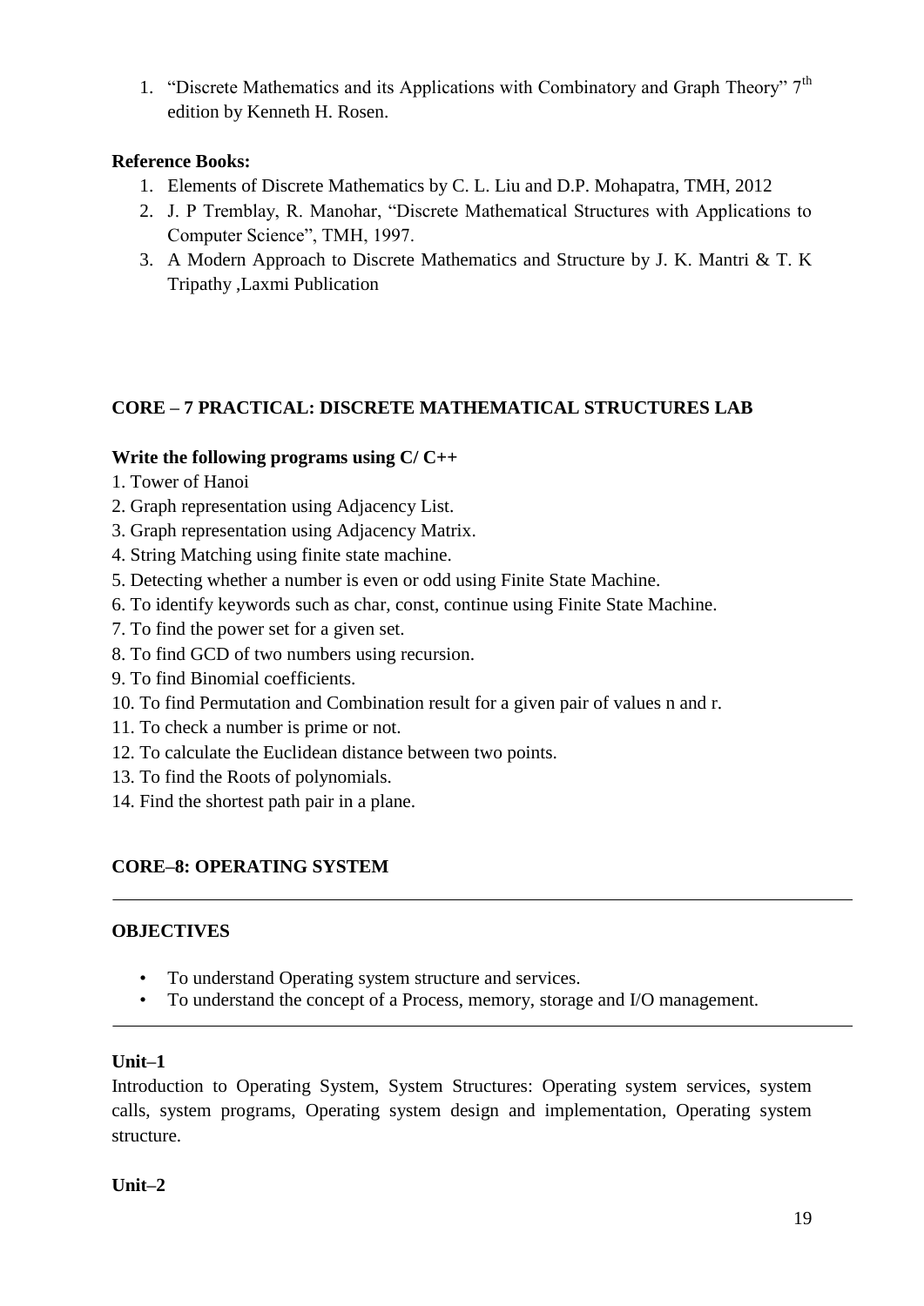1. "Discrete Mathematics and its Applications with Combinatory and Graph Theory" 7th edition by Kenneth H. Rosen.

**Reference Books:**

1. Elements of Discrete Mathematics by C. L. Liu and D.P. Mohapatra, TMH, 2012
2. J. P Tremblay, R. Manohar, "Discrete Mathematical Structures with Applications to Computer Science", TMH, 1997.
3. A Modern Approach to Discrete Mathematics and Structure by J. K. Mantri & T. K Tripathy ,Laxmi Publication

## CORE – 7 PRACTICAL: DISCRETE MATHEMATICAL STRUCTURES LAB

**Write the following programs using C/ C++**

1. Tower of Hanoi
2. Graph representation using Adjacency List.
3. Graph representation using Adjacency Matrix.
4. String Matching using finite state machine.
5. Detecting whether a number is even or odd using Finite State Machine.
6. To identify keywords such as char, const, continue using Finite State Machine.
7. To find the power set for a given set.
8. To find GCD of two numbers using recursion.
9. To find Binomial coefficients.
10. To find Permutation and Combination result for a given pair of values n and r.
11. To check a number is prime or not.
12. To calculate the Euclidean distance between two points.
13. To find the Roots of polynomials.
14. Find the shortest path pair in a plane.

## CORE–8: OPERATING SYSTEM

**OBJECTIVES**

- To understand Operating system structure and services.
- To understand the concept of a Process, memory, storage and I/O management.

**Unit–1**

Introduction to Operating System, System Structures: Operating system services, system calls, system programs, Operating system design and implementation, Operating system structure.

**Unit–2**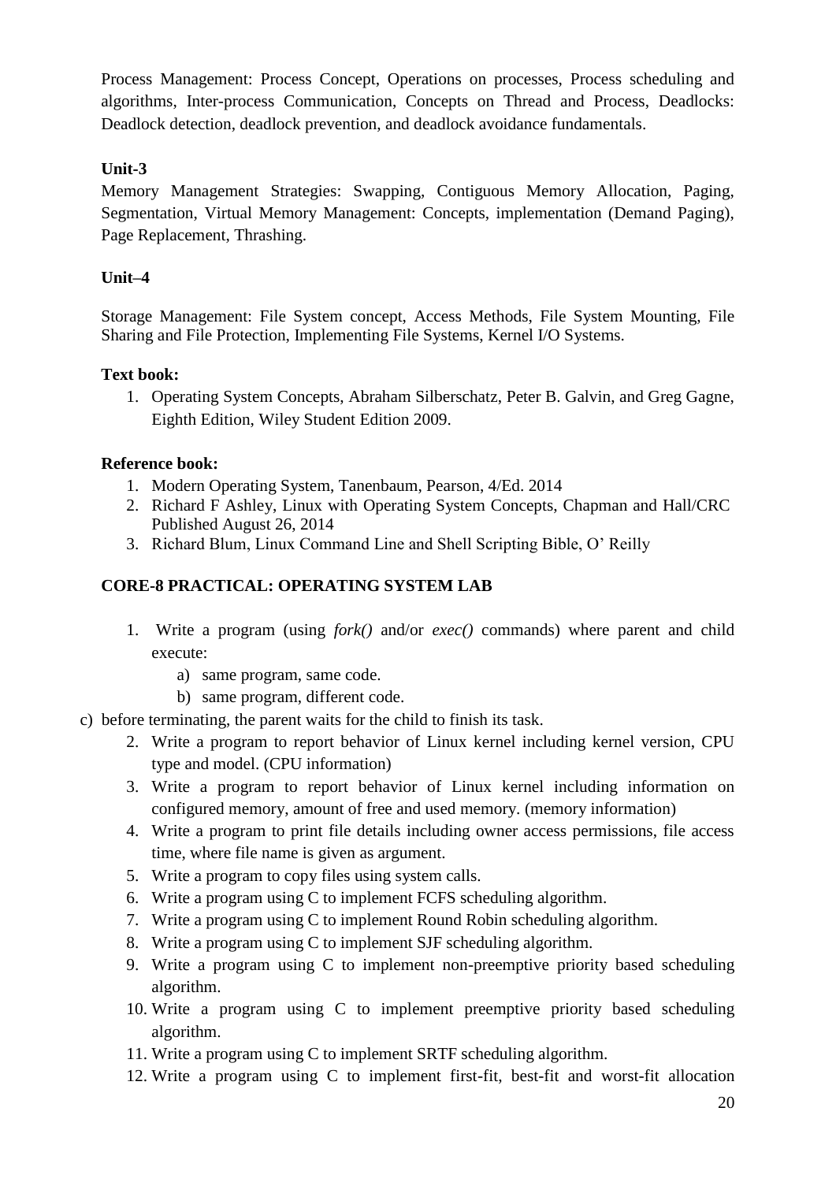Process Management: Process Concept, Operations on processes, Process scheduling and algorithms, Inter-process Communication, Concepts on Thread and Process, Deadlocks: Deadlock detection, deadlock prevention, and deadlock avoidance fundamentals.

**Unit-3**

Memory Management Strategies: Swapping, Contiguous Memory Allocation, Paging, Segmentation, Virtual Memory Management: Concepts, implementation (Demand Paging), Page Replacement, Thrashing.

**Unit–4**

Storage Management: File System concept, Access Methods, File System Mounting, File Sharing and File Protection, Implementing File Systems, Kernel I/O Systems.

**Text book:**

1. Operating System Concepts, Abraham Silberschatz, Peter B. Galvin, and Greg Gagne, Eighth Edition, Wiley Student Edition 2009.

**Reference book:**

1. Modern Operating System, Tanenbaum, Pearson, 4/Ed. 2014
2. Richard F Ashley, Linux with Operating System Concepts, Chapman and Hall/CRC Published August 26, 2014
3. Richard Blum, Linux Command Line and Shell Scripting Bible, O' Reilly

**CORE-8 PRACTICAL: OPERATING SYSTEM LAB**

1. Write a program (using *fork()* and/or *exec()* commands) where parent and child execute:
    a) same program, same code.
    b) same program, different code.
    c) before terminating, the parent waits for the child to finish its task.
2. Write a program to report behavior of Linux kernel including kernel version, CPU type and model. (CPU information)
3. Write a program to report behavior of Linux kernel including information on configured memory, amount of free and used memory. (memory information)
4. Write a program to print file details including owner access permissions, file access time, where file name is given as argument.
5. Write a program to copy files using system calls.
6. Write a program using C to implement FCFS scheduling algorithm.
7. Write a program using C to implement Round Robin scheduling algorithm.
8. Write a program using C to implement SJF scheduling algorithm.
9. Write a program using C to implement non-preemptive priority based scheduling algorithm.
10. Write a program using C to implement preemptive priority based scheduling algorithm.
11. Write a program using C to implement SRTF scheduling algorithm.
12. Write a program using C to implement first-fit, best-fit and worst-fit allocation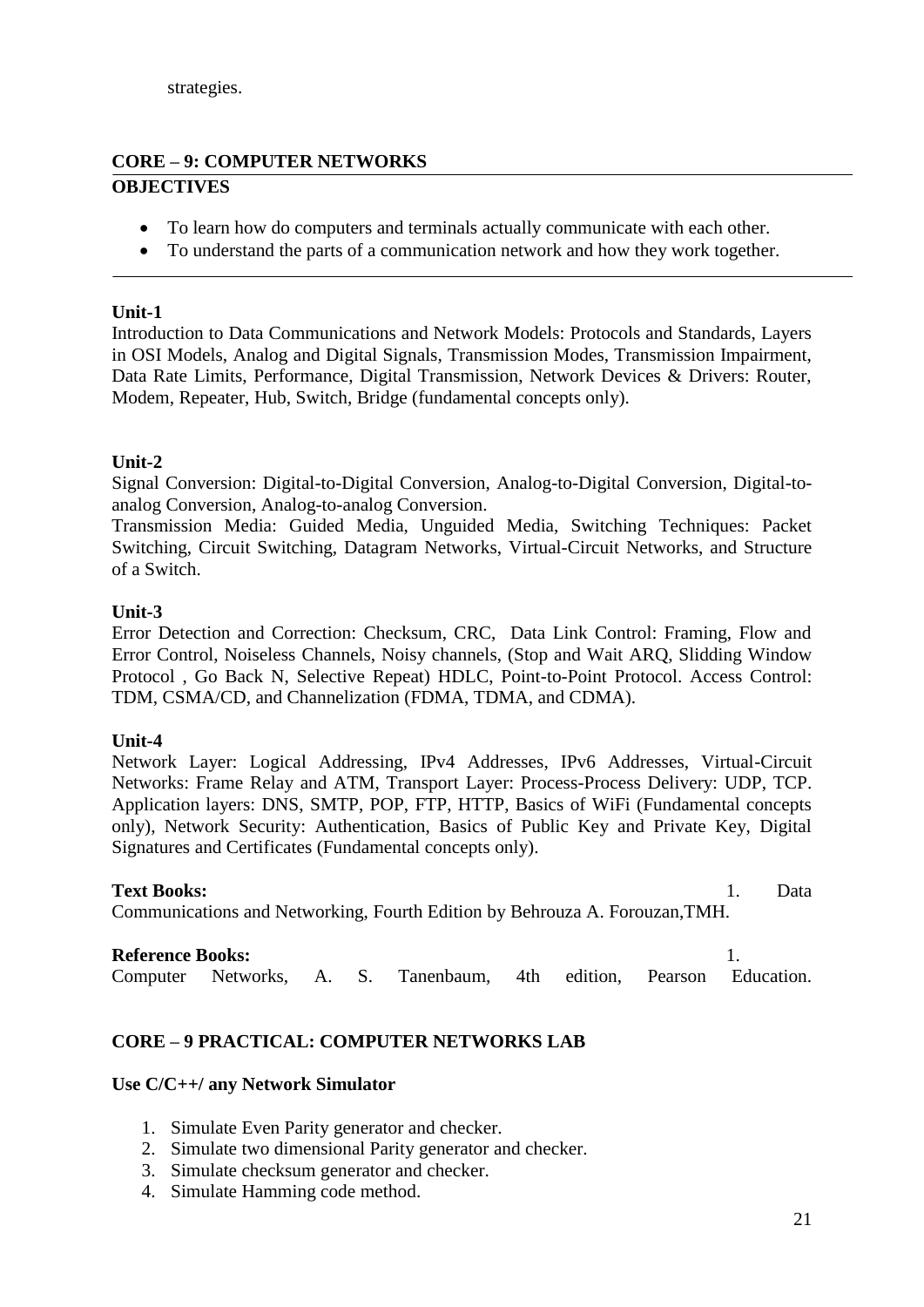strategies.

## CORE – 9: COMPUTER NETWORKS

### OBJECTIVES

- To learn how do computers and terminals actually communicate with each other.
- To understand the parts of a communication network and how they work together.

**Unit-1**

Introduction to Data Communications and Network Models: Protocols and Standards, Layers in OSI Models, Analog and Digital Signals, Transmission Modes, Transmission Impairment, Data Rate Limits, Performance, Digital Transmission, Network Devices & Drivers: Router, Modem, Repeater, Hub, Switch, Bridge (fundamental concepts only).

**Unit-2**

Signal Conversion: Digital-to-Digital Conversion, Analog-to-Digital Conversion, Digital-to-analog Conversion, Analog-to-analog Conversion.

Transmission Media: Guided Media, Unguided Media, Switching Techniques: Packet Switching, Circuit Switching, Datagram Networks, Virtual-Circuit Networks, and Structure of a Switch.

**Unit-3**

Error Detection and Correction: Checksum, CRC, Data Link Control: Framing, Flow and Error Control, Noiseless Channels, Noisy channels, (Stop and Wait ARQ, Slidding Window Protocol , Go Back N, Selective Repeat) HDLC, Point-to-Point Protocol. Access Control: TDM, CSMA/CD, and Channelization (FDMA, TDMA, and CDMA).

**Unit-4**

Network Layer: Logical Addressing, IPv4 Addresses, IPv6 Addresses, Virtual-Circuit Networks: Frame Relay and ATM, Transport Layer: Process-Process Delivery: UDP, TCP. Application layers: DNS, SMTP, POP, FTP, HTTP, Basics of WiFi (Fundamental concepts only), Network Security: Authentication, Basics of Public Key and Private Key, Digital Signatures and Certificates (Fundamental concepts only).

**Text Books:**

1. Data Communications and Networking, Fourth Edition by Behrouza A. Forouzan,TMH.

**Reference Books:**

1. Computer Networks, A. S. Tanenbaum, 4th edition, Pearson Education.

## CORE – 9 PRACTICAL: COMPUTER NETWORKS LAB

**Use C/C++/ any Network Simulator**

1. Simulate Even Parity generator and checker.
2. Simulate two dimensional Parity generator and checker.
3. Simulate checksum generator and checker.
4. Simulate Hamming code method.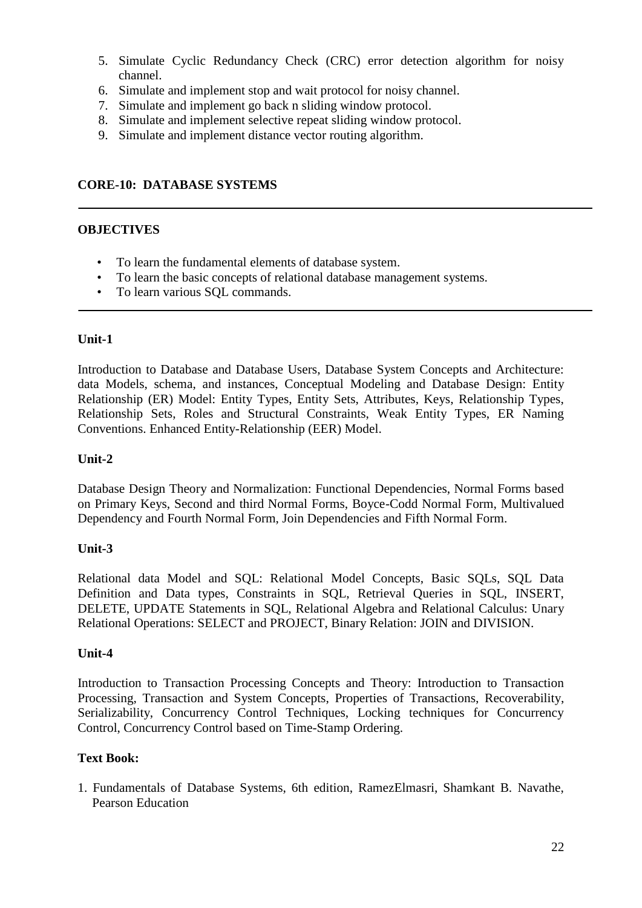5. Simulate Cyclic Redundancy Check (CRC) error detection algorithm for noisy channel.
6. Simulate and implement stop and wait protocol for noisy channel.
7. Simulate and implement go back n sliding window protocol.
8. Simulate and implement selective repeat sliding window protocol.
9. Simulate and implement distance vector routing algorithm.

## CORE-10: DATABASE SYSTEMS

---

**OBJECTIVES**

- To learn the fundamental elements of database system.
- To learn the basic concepts of relational database management systems.
- To learn various SQL commands.

---

**Unit-1**

Introduction to Database and Database Users, Database System Concepts and Architecture: data Models, schema, and instances, Conceptual Modeling and Database Design: Entity Relationship (ER) Model: Entity Types, Entity Sets, Attributes, Keys, Relationship Types, Relationship Sets, Roles and Structural Constraints, Weak Entity Types, ER Naming Conventions. Enhanced Entity-Relationship (EER) Model.

**Unit-2**

Database Design Theory and Normalization: Functional Dependencies, Normal Forms based on Primary Keys, Second and third Normal Forms, Boyce-Codd Normal Form, Multivalued Dependency and Fourth Normal Form, Join Dependencies and Fifth Normal Form.

**Unit-3**

Relational data Model and SQL: Relational Model Concepts, Basic SQLs, SQL Data Definition and Data types, Constraints in SQL, Retrieval Queries in SQL, INSERT, DELETE, UPDATE Statements in SQL, Relational Algebra and Relational Calculus: Unary Relational Operations: SELECT and PROJECT, Binary Relation: JOIN and DIVISION.

**Unit-4**

Introduction to Transaction Processing Concepts and Theory: Introduction to Transaction Processing, Transaction and System Concepts, Properties of Transactions, Recoverability, Serializability, Concurrency Control Techniques, Locking techniques for Concurrency Control, Concurrency Control based on Time-Stamp Ordering.

**Text Book:**

1. Fundamentals of Database Systems, 6th edition, RamezElmasri, Shamkant B. Navathe, Pearson Education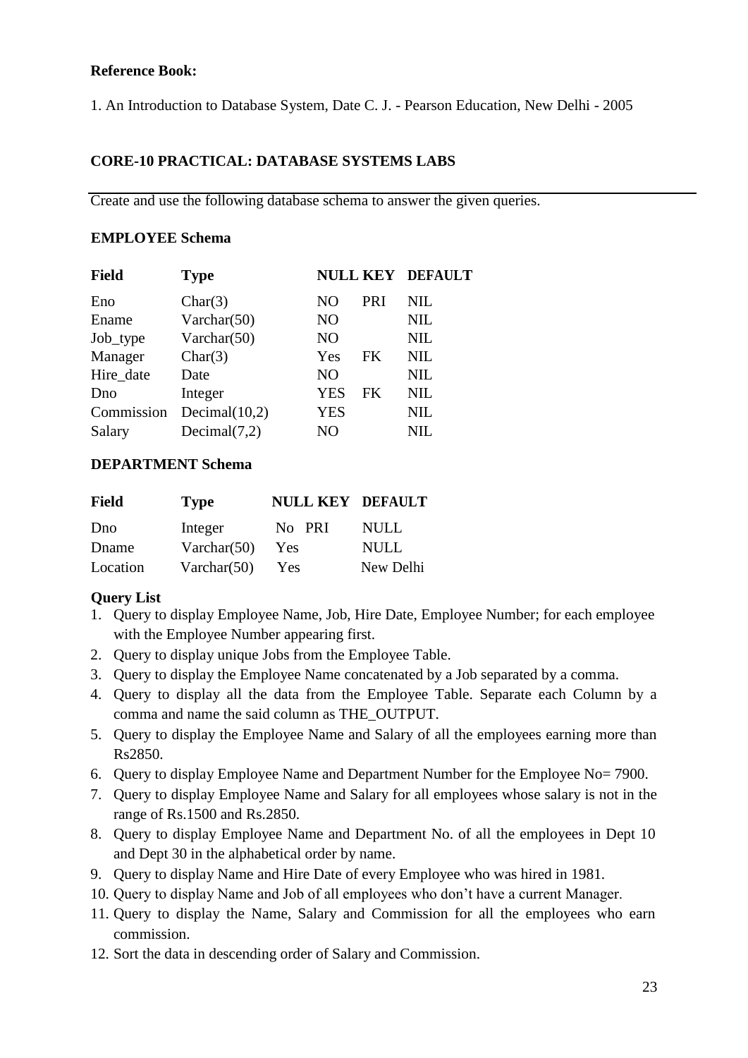**Reference Book:**

1. An Introduction to Database System, Date C. J. - Pearson Education, New Delhi - 2005

## CORE-10 PRACTICAL: DATABASE SYSTEMS LABS

Create and use the following database schema to answer the given queries.

### EMPLOYEE Schema

| Field | Type | NULL | KEY | DEFAULT |
|---|---|---|---|---|
| Eno | Char(3) | NO | PRI | NIL |
| Ename | Varchar(50) | NO | | NIL |
| Job_type | Varchar(50) | NO | | NIL |
| Manager | Char(3) | Yes | FK | NIL |
| Hire_date | Date | NO | | NIL |
| Dno | Integer | YES | FK | NIL |
| Commission | Decimal(10,2) | YES | | NIL |
| Salary | Decimal(7,2) | NO | | NIL |

### DEPARTMENT Schema

| Field | Type | NULL | KEY | DEFAULT |
|---|---|---|---|---|
| Dno | Integer | No | PRI | NULL |
| Dname | Varchar(50) | Yes | | NULL |
| Location | Varchar(50) | Yes | | New Delhi |

### Query List

1. Query to display Employee Name, Job, Hire Date, Employee Number; for each employee with the Employee Number appearing first.
2. Query to display unique Jobs from the Employee Table.
3. Query to display the Employee Name concatenated by a Job separated by a comma.
4. Query to display all the data from the Employee Table. Separate each Column by a comma and name the said column as THE_OUTPUT.
5. Query to display the Employee Name and Salary of all the employees earning more than Rs2850.
6. Query to display Employee Name and Department Number for the Employee No= 7900.
7. Query to display Employee Name and Salary for all employees whose salary is not in the range of Rs.1500 and Rs.2850.
8. Query to display Employee Name and Department No. of all the employees in Dept 10 and Dept 30 in the alphabetical order by name.
9. Query to display Name and Hire Date of every Employee who was hired in 1981.
10. Query to display Name and Job of all employees who don't have a current Manager.
11. Query to display the Name, Salary and Commission for all the employees who earn commission.
12. Sort the data in descending order of Salary and Commission.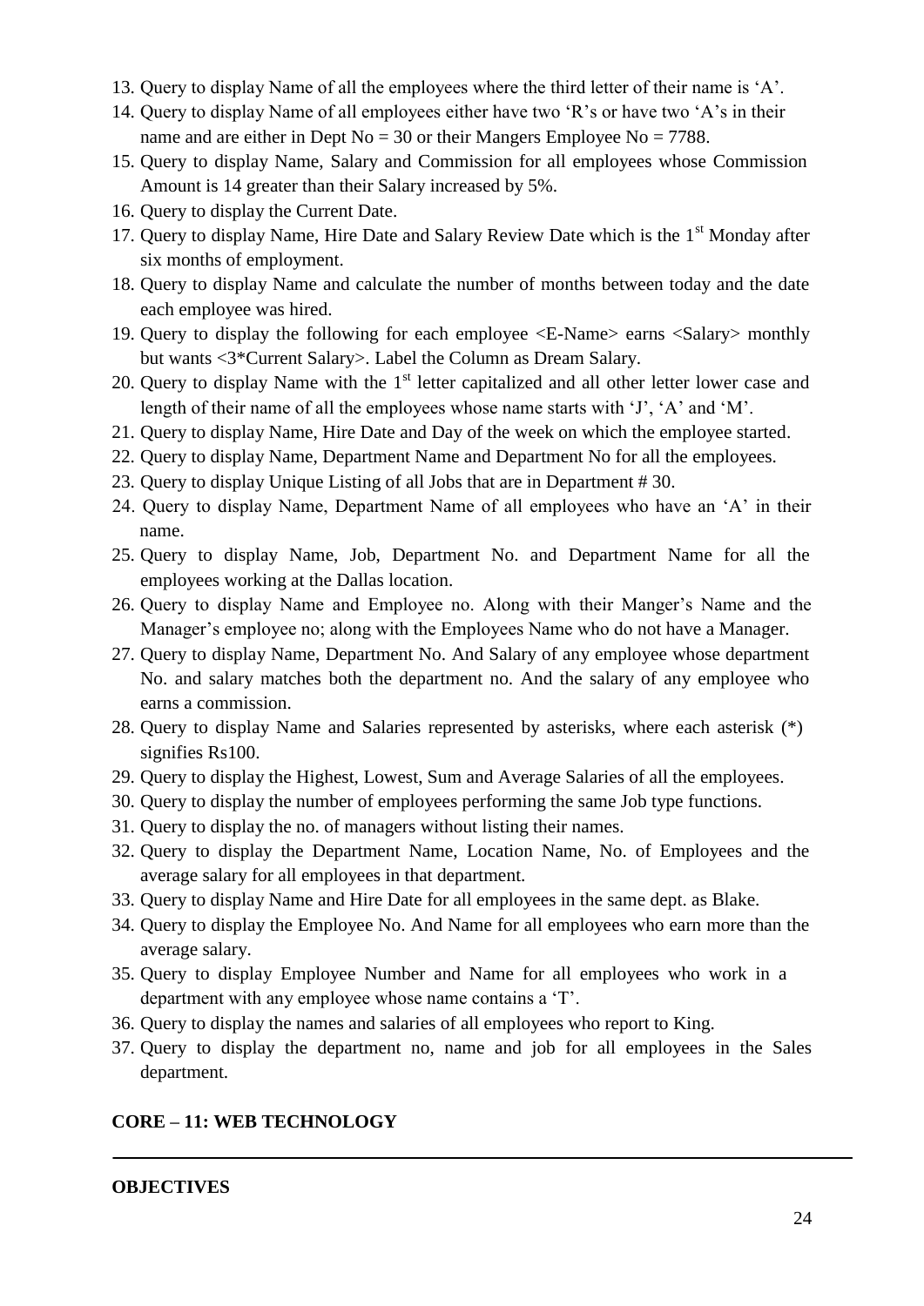13. Query to display Name of all the employees where the third letter of their name is ‘A’.
14. Query to display Name of all employees either have two ‘R’s or have two ‘A’s in their name and are either in Dept No = 30 or their Mangers Employee No = 7788.
15. Query to display Name, Salary and Commission for all employees whose Commission Amount is 14 greater than their Salary increased by 5%.
16. Query to display the Current Date.
17. Query to display Name, Hire Date and Salary Review Date which is the 1st Monday after six months of employment.
18. Query to display Name and calculate the number of months between today and the date each employee was hired.
19. Query to display the following for each employee <E-Name> earns <Salary> monthly but wants <3*Current Salary>. Label the Column as Dream Salary.
20. Query to display Name with the 1st letter capitalized and all other letter lower case and length of their name of all the employees whose name starts with ‘J’, ‘A’ and ‘M’.
21. Query to display Name, Hire Date and Day of the week on which the employee started.
22. Query to display Name, Department Name and Department No for all the employees.
23. Query to display Unique Listing of all Jobs that are in Department # 30.
24. Query to display Name, Department Name of all employees who have an ‘A’ in their name.
25. Query to display Name, Job, Department No. and Department Name for all the employees working at the Dallas location.
26. Query to display Name and Employee no. Along with their Manger’s Name and the Manager’s employee no; along with the Employees Name who do not have a Manager.
27. Query to display Name, Department No. And Salary of any employee whose department No. and salary matches both the department no. And the salary of any employee who earns a commission.
28. Query to display Name and Salaries represented by asterisks, where each asterisk (*) signifies Rs100.
29. Query to display the Highest, Lowest, Sum and Average Salaries of all the employees.
30. Query to display the number of employees performing the same Job type functions.
31. Query to display the no. of managers without listing their names.
32. Query to display the Department Name, Location Name, No. of Employees and the average salary for all employees in that department.
33. Query to display Name and Hire Date for all employees in the same dept. as Blake.
34. Query to display the Employee No. And Name for all employees who earn more than the average salary.
35. Query to display Employee Number and Name for all employees who work in a department with any employee whose name contains a ‘T’.
36. Query to display the names and salaries of all employees who report to King.
37. Query to display the department no, name and job for all employees in the Sales department.

## CORE – 11: WEB TECHNOLOGY

---

**OBJECTIVES**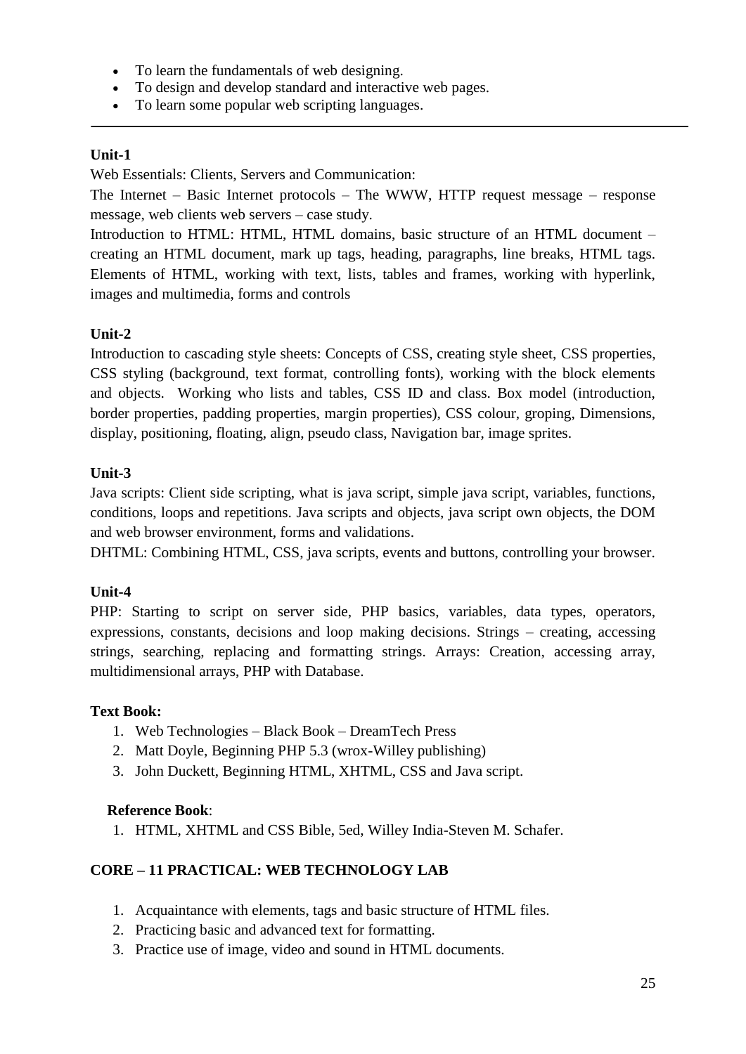- To learn the fundamentals of web designing.
- To design and develop standard and interactive web pages.
- To learn some popular web scripting languages.

---

**Unit-1**

Web Essentials: Clients, Servers and Communication:

The Internet – Basic Internet protocols – The WWW, HTTP request message – response message, web clients web servers – case study.

Introduction to HTML: HTML, HTML domains, basic structure of an HTML document – creating an HTML document, mark up tags, heading, paragraphs, line breaks, HTML tags. Elements of HTML, working with text, lists, tables and frames, working with hyperlink, images and multimedia, forms and controls

**Unit-2**

Introduction to cascading style sheets: Concepts of CSS, creating style sheet, CSS properties, CSS styling (background, text format, controlling fonts), working with the block elements and objects. Working who lists and tables, CSS ID and class. Box model (introduction, border properties, padding properties, margin properties), CSS colour, groping, Dimensions, display, positioning, floating, align, pseudo class, Navigation bar, image sprites.

**Unit-3**

Java scripts: Client side scripting, what is java script, simple java script, variables, functions, conditions, loops and repetitions. Java scripts and objects, java script own objects, the DOM and web browser environment, forms and validations.

DHTML: Combining HTML, CSS, java scripts, events and buttons, controlling your browser.

**Unit-4**

PHP: Starting to script on server side, PHP basics, variables, data types, operators, expressions, constants, decisions and loop making decisions. Strings – creating, accessing strings, searching, replacing and formatting strings. Arrays: Creation, accessing array, multidimensional arrays, PHP with Database.

**Text Book:**

1. Web Technologies – Black Book – DreamTech Press
2. Matt Doyle, Beginning PHP 5.3 (wrox-Willey publishing)
3. John Duckett, Beginning HTML, XHTML, CSS and Java script.

**Reference Book**:

1. HTML, XHTML and CSS Bible, 5ed, Willey India-Steven M. Schafer.

**CORE – 11 PRACTICAL: WEB TECHNOLOGY LAB**

1. Acquaintance with elements, tags and basic structure of HTML files.
2. Practicing basic and advanced text for formatting.
3. Practice use of image, video and sound in HTML documents.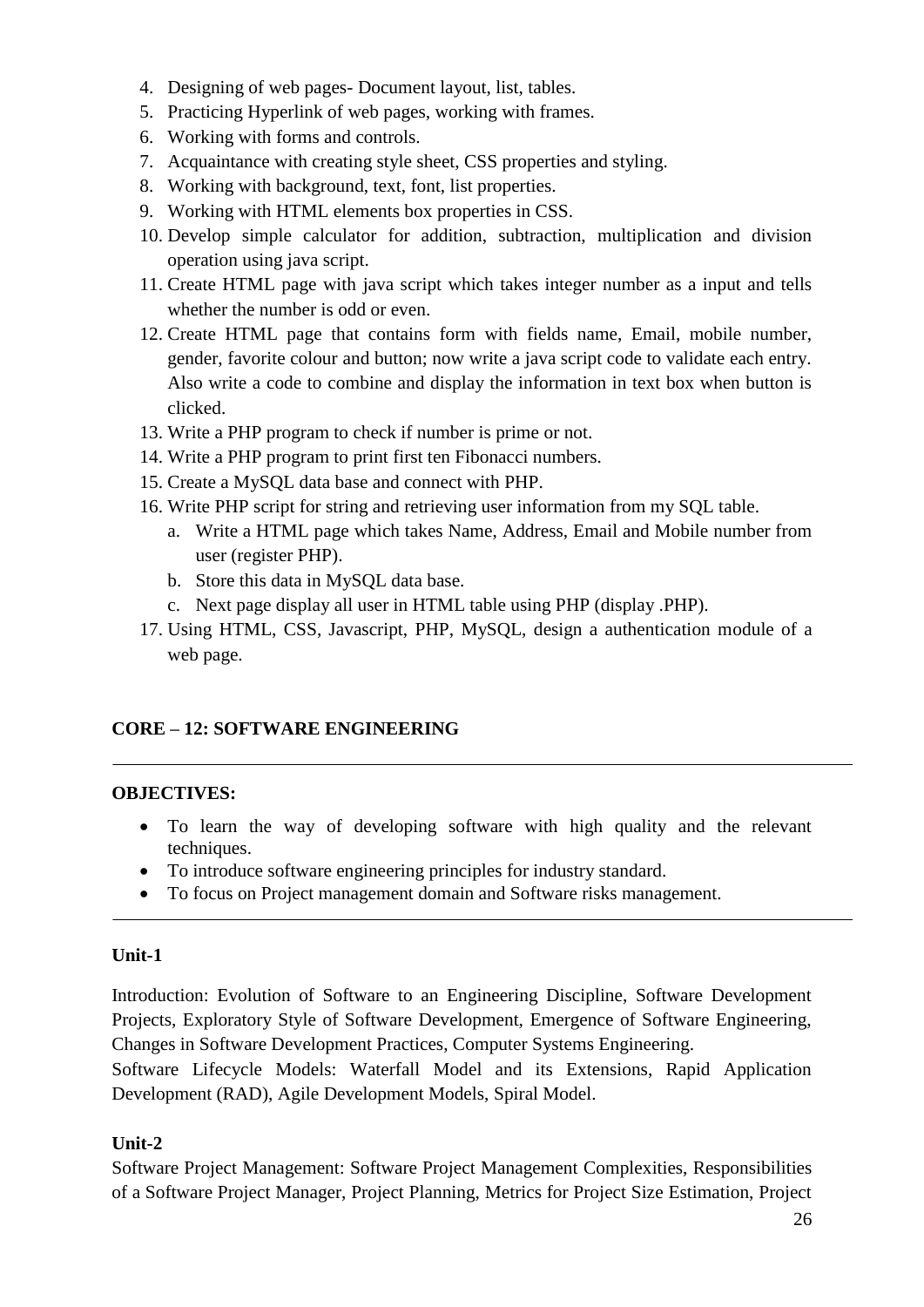4. Designing of web pages- Document layout, list, tables.
5. Practicing Hyperlink of web pages, working with frames.
6. Working with forms and controls.
7. Acquaintance with creating style sheet, CSS properties and styling.
8. Working with background, text, font, list properties.
9. Working with HTML elements box properties in CSS.
10. Develop simple calculator for addition, subtraction, multiplication and division operation using java script.
11. Create HTML page with java script which takes integer number as a input and tells whether the number is odd or even.
12. Create HTML page that contains form with fields name, Email, mobile number, gender, favorite colour and button; now write a java script code to validate each entry. Also write a code to combine and display the information in text box when button is clicked.
13. Write a PHP program to check if number is prime or not.
14. Write a PHP program to print first ten Fibonacci numbers.
15. Create a MySQL data base and connect with PHP.
16. Write PHP script for string and retrieving user information from my SQL table.
    a. Write a HTML page which takes Name, Address, Email and Mobile number from user (register PHP).
    b. Store this data in MySQL data base.
    c. Next page display all user in HTML table using PHP (display .PHP).
17. Using HTML, CSS, Javascript, PHP, MySQL, design a authentication module of a web page.

## CORE – 12: SOFTWARE ENGINEERING

---

**OBJECTIVES:**

- To learn the way of developing software with high quality and the relevant techniques.
- To introduce software engineering principles for industry standard.
- To focus on Project management domain and Software risks management.

---

**Unit-1**

Introduction: Evolution of Software to an Engineering Discipline, Software Development Projects, Exploratory Style of Software Development, Emergence of Software Engineering, Changes in Software Development Practices, Computer Systems Engineering.
Software Lifecycle Models: Waterfall Model and its Extensions, Rapid Application Development (RAD), Agile Development Models, Spiral Model.

**Unit-2**

Software Project Management: Software Project Management Complexities, Responsibilities of a Software Project Manager, Project Planning, Metrics for Project Size Estimation, Project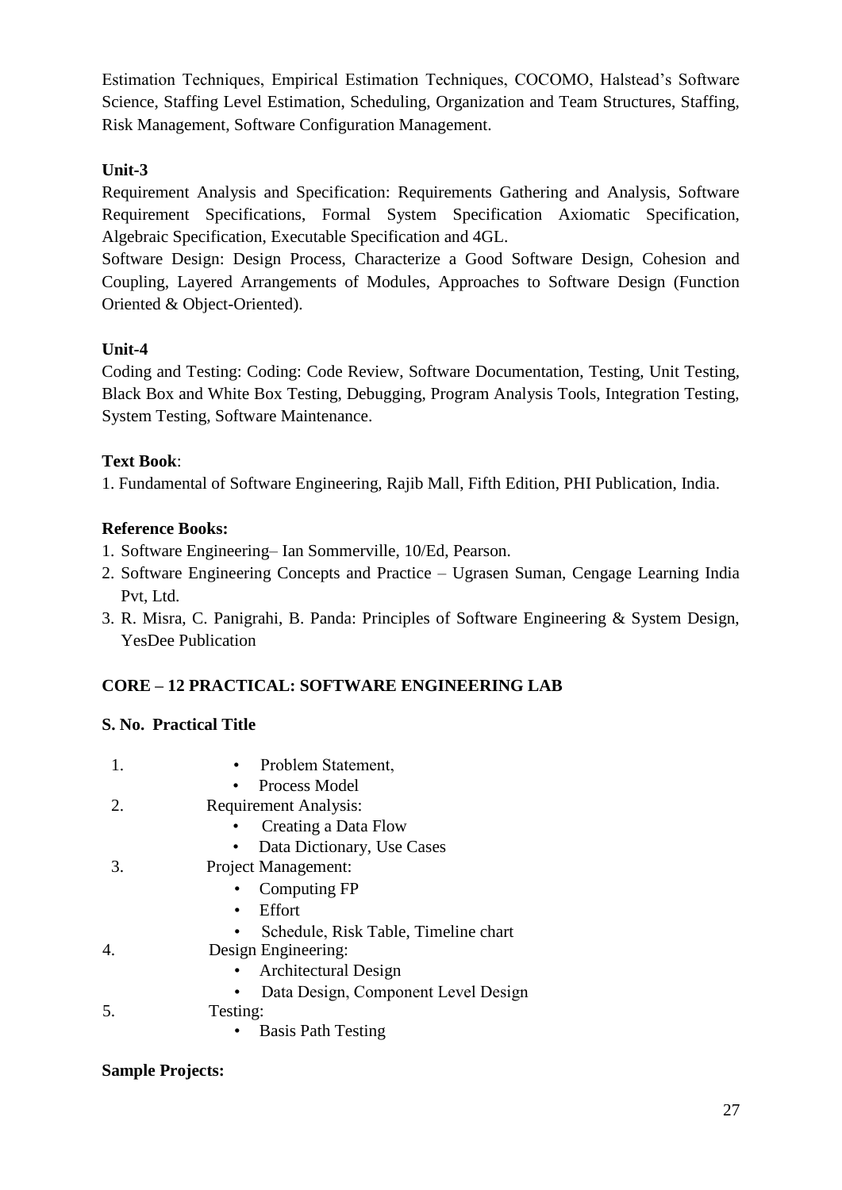Estimation Techniques, Empirical Estimation Techniques, COCOMO, Halstead's Software Science, Staffing Level Estimation, Scheduling, Organization and Team Structures, Staffing, Risk Management, Software Configuration Management.

**Unit-3**

Requirement Analysis and Specification: Requirements Gathering and Analysis, Software Requirement Specifications, Formal System Specification Axiomatic Specification, Algebraic Specification, Executable Specification and 4GL.

Software Design: Design Process, Characterize a Good Software Design, Cohesion and Coupling, Layered Arrangements of Modules, Approaches to Software Design (Function Oriented & Object-Oriented).

**Unit-4**

Coding and Testing: Coding: Code Review, Software Documentation, Testing, Unit Testing, Black Box and White Box Testing, Debugging, Program Analysis Tools, Integration Testing, System Testing, Software Maintenance.

**Text Book**:

1. Fundamental of Software Engineering, Rajib Mall, Fifth Edition, PHI Publication, India.

**Reference Books:**

1. Software Engineering– Ian Sommerville, 10/Ed, Pearson.
2. Software Engineering Concepts and Practice – Ugrasen Suman, Cengage Learning India Pvt, Ltd.
3. R. Misra, C. Panigrahi, B. Panda: Principles of Software Engineering & System Design, YesDee Publication

**CORE – 12 PRACTICAL: SOFTWARE ENGINEERING LAB**

**S. No. Practical Title**

1. 
   - Problem Statement,
   - Process Model
2. Requirement Analysis:
   - Creating a Data Flow
   - Data Dictionary, Use Cases
3. Project Management:
   - Computing FP
   - Effort
   - Schedule, Risk Table, Timeline chart
4. Design Engineering:
   - Architectural Design
   - Data Design, Component Level Design
5. Testing:
   - Basis Path Testing

**Sample Projects:**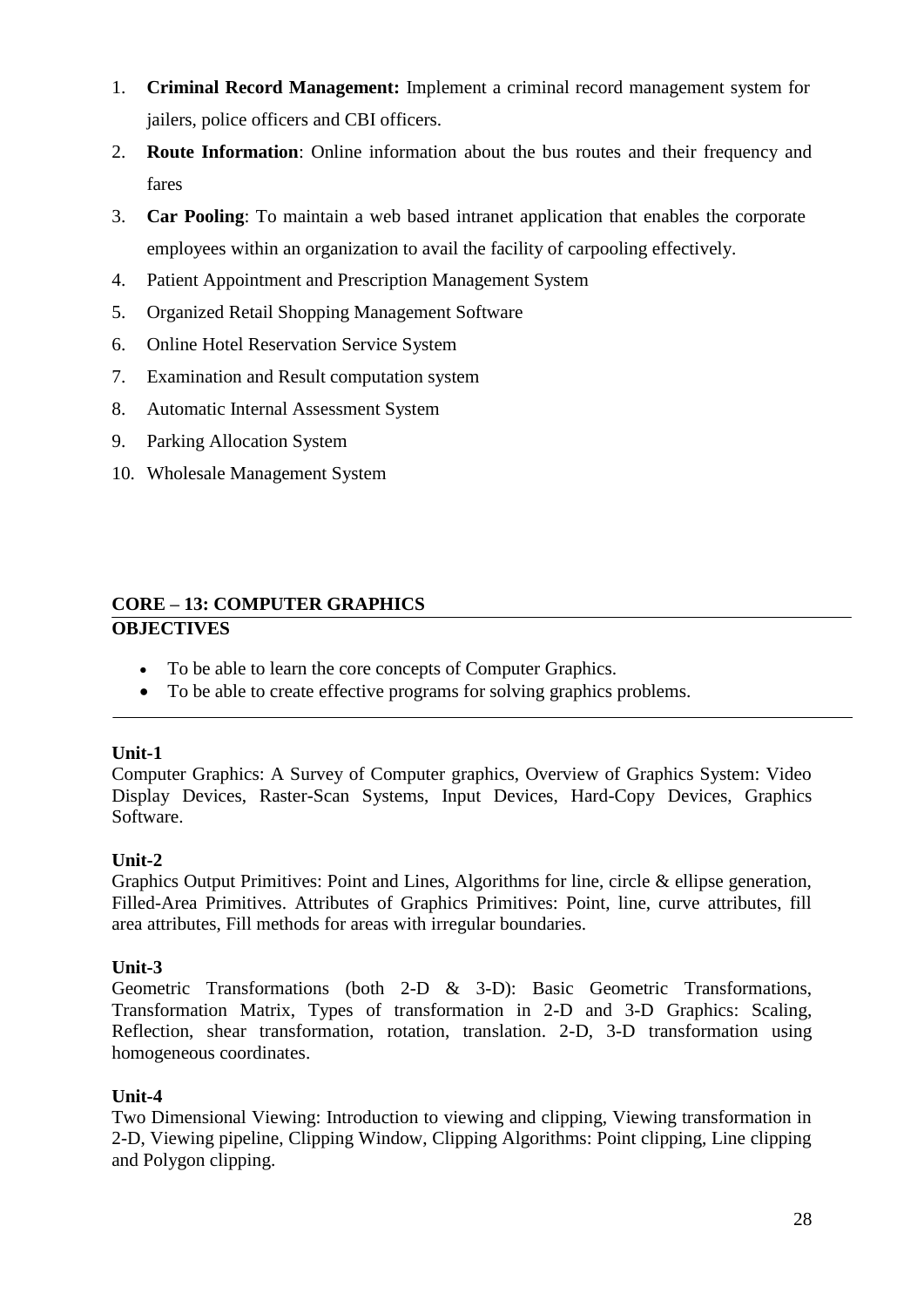1. **Criminal Record Management:** Implement a criminal record management system for jailers, police officers and CBI officers.
2. **Route Information**: Online information about the bus routes and their frequency and fares
3. **Car Pooling**: To maintain a web based intranet application that enables the corporate employees within an organization to avail the facility of carpooling effectively.
4. Patient Appointment and Prescription Management System
5. Organized Retail Shopping Management Software
6. Online Hotel Reservation Service System
7. Examination and Result computation system
8. Automatic Internal Assessment System
9. Parking Allocation System
10. Wholesale Management System

## CORE – 13: COMPUTER GRAPHICS

### OBJECTIVES

- To be able to learn the core concepts of Computer Graphics.
- To be able to create effective programs for solving graphics problems.

---

**Unit-1**

Computer Graphics: A Survey of Computer graphics, Overview of Graphics System: Video Display Devices, Raster-Scan Systems, Input Devices, Hard-Copy Devices, Graphics Software.

**Unit-2**

Graphics Output Primitives: Point and Lines, Algorithms for line, circle & ellipse generation, Filled-Area Primitives. Attributes of Graphics Primitives: Point, line, curve attributes, fill area attributes, Fill methods for areas with irregular boundaries.

**Unit-3**

Geometric Transformations (both 2-D & 3-D): Basic Geometric Transformations, Transformation Matrix, Types of transformation in 2-D and 3-D Graphics: Scaling, Reflection, shear transformation, rotation, translation. 2-D, 3-D transformation using homogeneous coordinates.

**Unit-4**

Two Dimensional Viewing: Introduction to viewing and clipping, Viewing transformation in 2-D, Viewing pipeline, Clipping Window, Clipping Algorithms: Point clipping, Line clipping and Polygon clipping.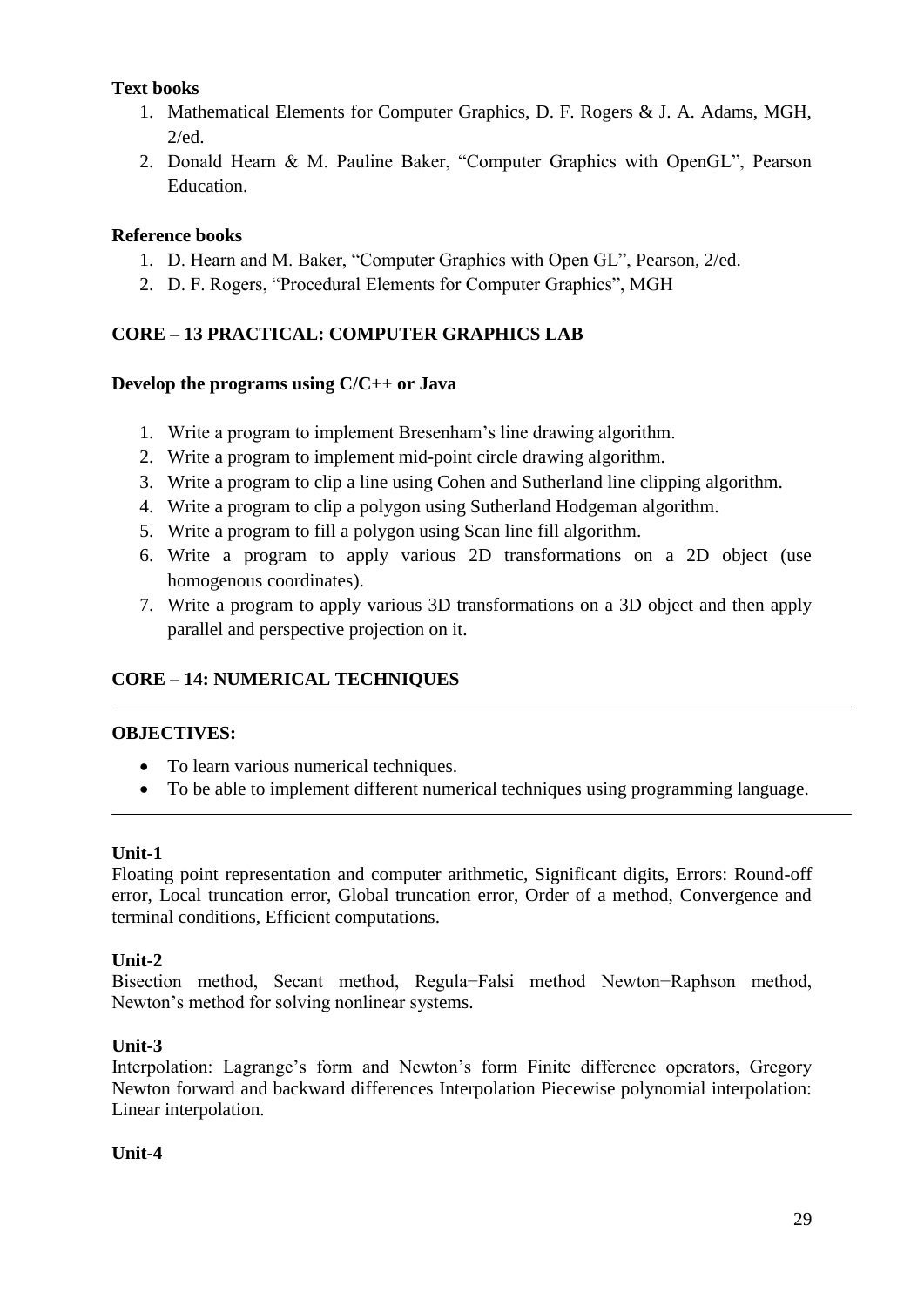**Text books**

1. Mathematical Elements for Computer Graphics, D. F. Rogers & J. A. Adams, MGH, 2/ed.
2. Donald Hearn & M. Pauline Baker, “Computer Graphics with OpenGL”, Pearson Education.

**Reference books**

1. D. Hearn and M. Baker, “Computer Graphics with Open GL”, Pearson, 2/ed.
2. D. F. Rogers, “Procedural Elements for Computer Graphics”, MGH

## CORE – 13 PRACTICAL: COMPUTER GRAPHICS LAB

**Develop the programs using C/C++ or Java**

1. Write a program to implement Bresenham’s line drawing algorithm.
2. Write a program to implement mid-point circle drawing algorithm.
3. Write a program to clip a line using Cohen and Sutherland line clipping algorithm.
4. Write a program to clip a polygon using Sutherland Hodgeman algorithm.
5. Write a program to fill a polygon using Scan line fill algorithm.
6. Write a program to apply various 2D transformations on a 2D object (use homogenous coordinates).
7. Write a program to apply various 3D transformations on a 3D object and then apply parallel and perspective projection on it.

## CORE – 14: NUMERICAL TECHNIQUES

---

**OBJECTIVES:**

- To learn various numerical techniques.
- To be able to implement different numerical techniques using programming language.

---

**Unit-1**

Floating point representation and computer arithmetic, Significant digits, Errors: Round-off error, Local truncation error, Global truncation error, Order of a method, Convergence and terminal conditions, Efficient computations.

**Unit-2**

Bisection method, Secant method, Regula−Falsi method Newton−Raphson method, Newton’s method for solving nonlinear systems.

**Unit-3**

Interpolation: Lagrange’s form and Newton’s form Finite difference operators, Gregory Newton forward and backward differences Interpolation Piecewise polynomial interpolation: Linear interpolation.

**Unit-4**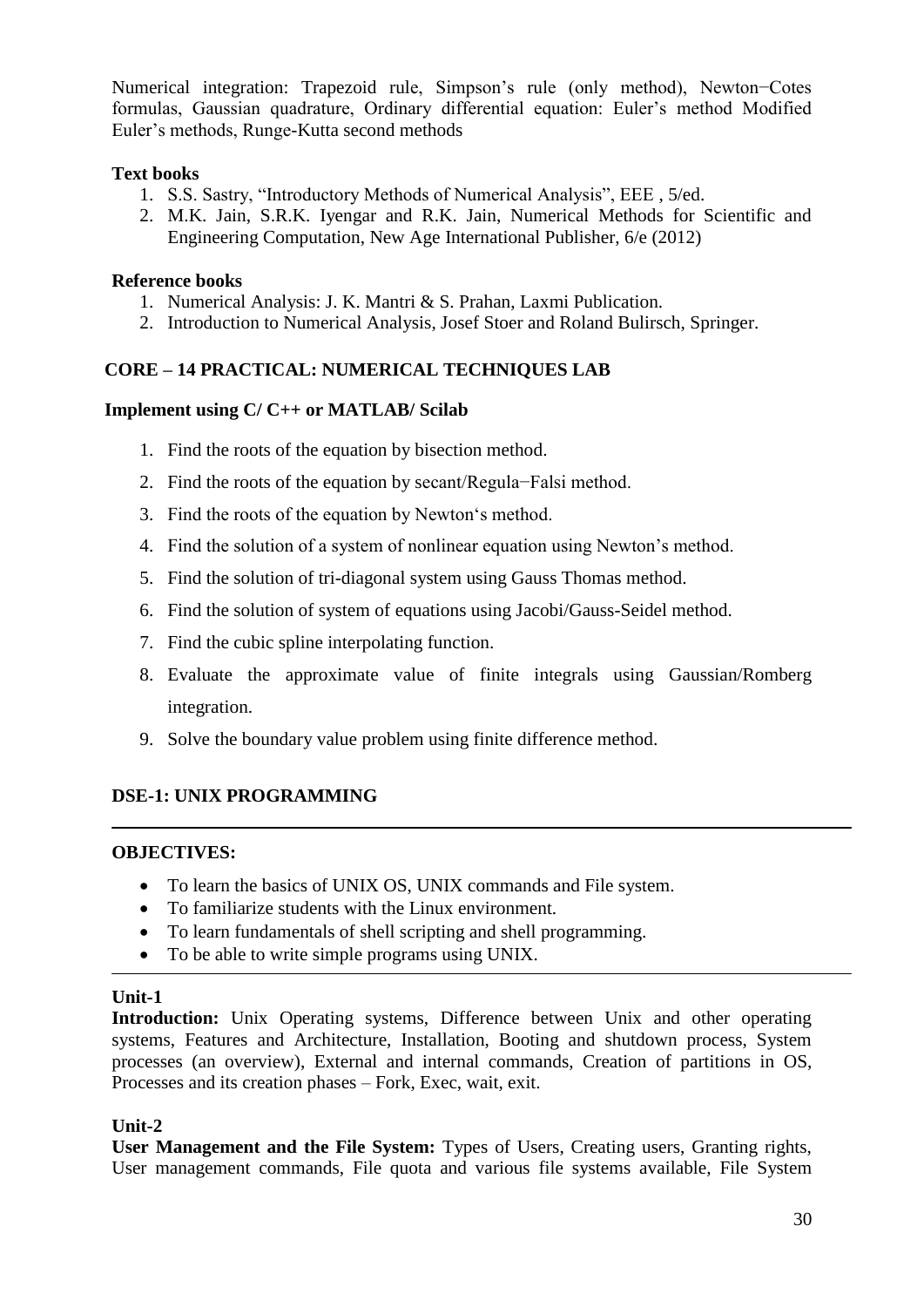Numerical integration: Trapezoid rule, Simpson's rule (only method), Newton−Cotes formulas, Gaussian quadrature, Ordinary differential equation: Euler's method Modified Euler's methods, Runge-Kutta second methods

**Text books**

1. S.S. Sastry, "Introductory Methods of Numerical Analysis", EEE , 5/ed.
2. M.K. Jain, S.R.K. Iyengar and R.K. Jain, Numerical Methods for Scientific and Engineering Computation, New Age International Publisher, 6/e (2012)

**Reference books**

1. Numerical Analysis: J. K. Mantri & S. Prahan, Laxmi Publication.
2. Introduction to Numerical Analysis, Josef Stoer and Roland Bulirsch, Springer.

## CORE – 14 PRACTICAL: NUMERICAL TECHNIQUES LAB

**Implement using C/ C++ or MATLAB/ Scilab**

1. Find the roots of the equation by bisection method.
2. Find the roots of the equation by secant/Regula−Falsi method.
3. Find the roots of the equation by Newton's method.
4. Find the solution of a system of nonlinear equation using Newton's method.
5. Find the solution of tri-diagonal system using Gauss Thomas method.
6. Find the solution of system of equations using Jacobi/Gauss-Seidel method.
7. Find the cubic spline interpolating function.
8. Evaluate the approximate value of finite integrals using Gaussian/Romberg integration.
9. Solve the boundary value problem using finite difference method.

## DSE-1: UNIX PROGRAMMING

**OBJECTIVES:**

- To learn the basics of UNIX OS, UNIX commands and File system.
- To familiarize students with the Linux environment.
- To learn fundamentals of shell scripting and shell programming.
- To be able to write simple programs using UNIX.

**Unit-1**

**Introduction:** Unix Operating systems, Difference between Unix and other operating systems, Features and Architecture, Installation, Booting and shutdown process, System processes (an overview), External and internal commands, Creation of partitions in OS, Processes and its creation phases – Fork, Exec, wait, exit.

**Unit-2**

**User Management and the File System:** Types of Users, Creating users, Granting rights, User management commands, File quota and various file systems available, File System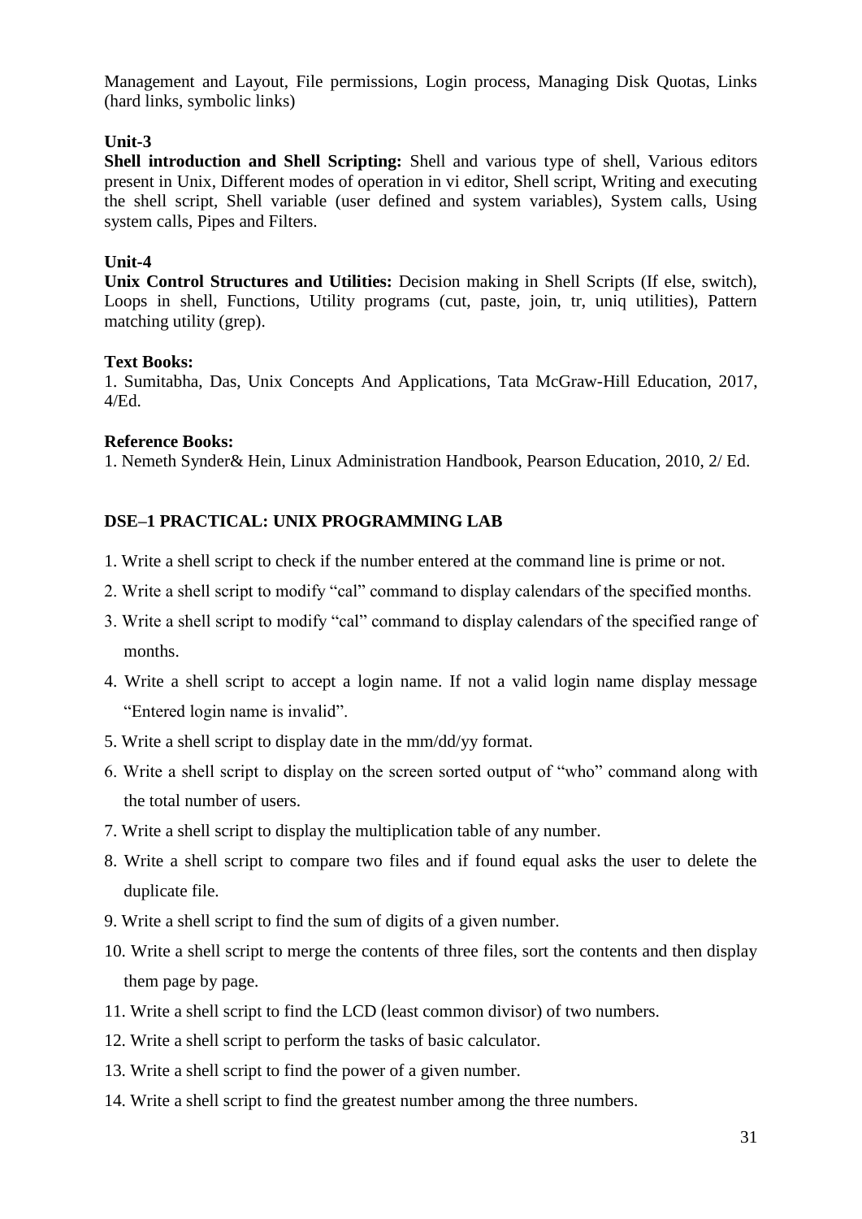Management and Layout, File permissions, Login process, Managing Disk Quotas, Links (hard links, symbolic links)

**Unit-3**

**Shell introduction and Shell Scripting:** Shell and various type of shell, Various editors present in Unix, Different modes of operation in vi editor, Shell script, Writing and executing the shell script, Shell variable (user defined and system variables), System calls, Using system calls, Pipes and Filters.

**Unit-4**

**Unix Control Structures and Utilities:** Decision making in Shell Scripts (If else, switch), Loops in shell, Functions, Utility programs (cut, paste, join, tr, uniq utilities), Pattern matching utility (grep).

**Text Books:**

1. Sumitabha, Das, Unix Concepts And Applications, Tata McGraw-Hill Education, 2017, 4/Ed.

**Reference Books:**

1. Nemeth Synder& Hein, Linux Administration Handbook, Pearson Education, 2010, 2/ Ed.

## DSE–1 PRACTICAL: UNIX PROGRAMMING LAB

1. Write a shell script to check if the number entered at the command line is prime or not.
2. Write a shell script to modify "cal" command to display calendars of the specified months.
3. Write a shell script to modify "cal" command to display calendars of the specified range of months.
4. Write a shell script to accept a login name. If not a valid login name display message "Entered login name is invalid".
5. Write a shell script to display date in the mm/dd/yy format.
6. Write a shell script to display on the screen sorted output of "who" command along with the total number of users.
7. Write a shell script to display the multiplication table of any number.
8. Write a shell script to compare two files and if found equal asks the user to delete the duplicate file.
9. Write a shell script to find the sum of digits of a given number.
10. Write a shell script to merge the contents of three files, sort the contents and then display them page by page.
11. Write a shell script to find the LCD (least common divisor) of two numbers.
12. Write a shell script to perform the tasks of basic calculator.
13. Write a shell script to find the power of a given number.
14. Write a shell script to find the greatest number among the three numbers.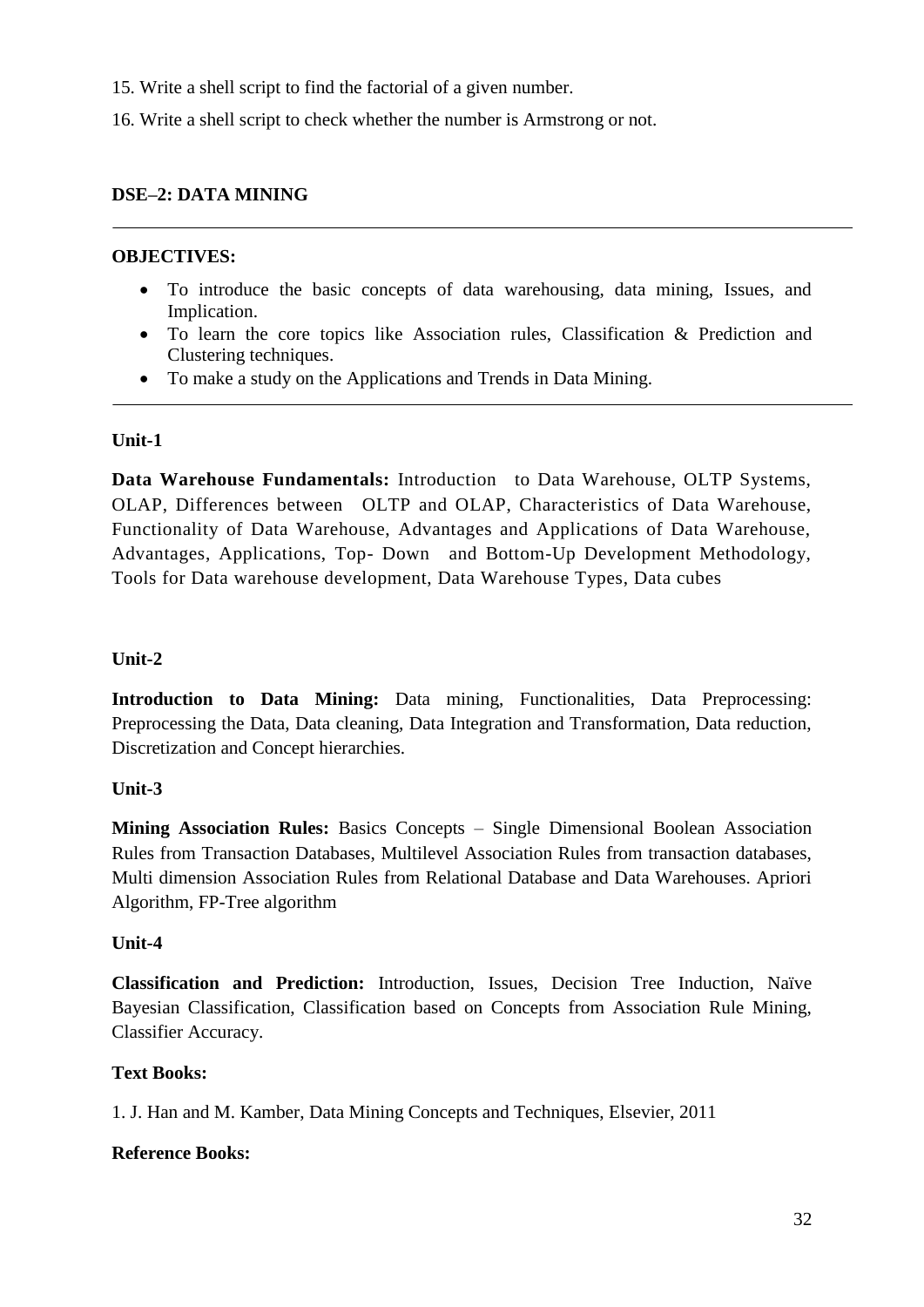15. Write a shell script to find the factorial of a given number.

16. Write a shell script to check whether the number is Armstrong or not.

## DSE–2: DATA MINING

---

**OBJECTIVES:**

- To introduce the basic concepts of data warehousing, data mining, Issues, and Implication.
- To learn the core topics like Association rules, Classification & Prediction and Clustering techniques.
- To make a study on the Applications and Trends in Data Mining.

---

### Unit-1

**Data Warehouse Fundamentals:** Introduction to Data Warehouse, OLTP Systems, OLAP, Differences between OLTP and OLAP, Characteristics of Data Warehouse, Functionality of Data Warehouse, Advantages and Applications of Data Warehouse, Advantages, Applications, Top- Down and Bottom-Up Development Methodology, Tools for Data warehouse development, Data Warehouse Types, Data cubes

### Unit-2

**Introduction to Data Mining:** Data mining, Functionalities, Data Preprocessing: Preprocessing the Data, Data cleaning, Data Integration and Transformation, Data reduction, Discretization and Concept hierarchies.

### Unit-3

**Mining Association Rules:** Basics Concepts – Single Dimensional Boolean Association Rules from Transaction Databases, Multilevel Association Rules from transaction databases, Multi dimension Association Rules from Relational Database and Data Warehouses. Apriori Algorithm, FP-Tree algorithm

### Unit-4

**Classification and Prediction:** Introduction, Issues, Decision Tree Induction, Naïve Bayesian Classification, Classification based on Concepts from Association Rule Mining, Classifier Accuracy.

**Text Books:**

1. J. Han and M. Kamber, Data Mining Concepts and Techniques, Elsevier, 2011

**Reference Books:**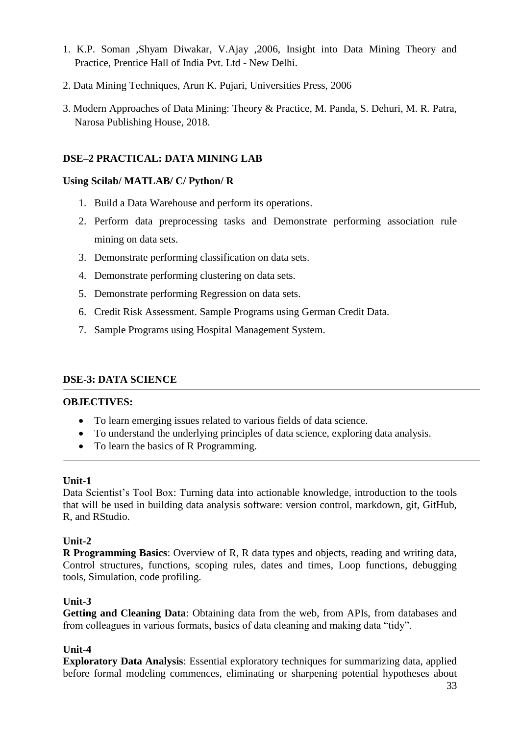1. K.P. Soman ,Shyam Diwakar, V.Ajay ,2006, Insight into Data Mining Theory and Practice, Prentice Hall of India Pvt. Ltd - New Delhi.

2. Data Mining Techniques, Arun K. Pujari, Universities Press, 2006

3. Modern Approaches of Data Mining: Theory & Practice, M. Panda, S. Dehuri, M. R. Patra, Narosa Publishing House, 2018.

### DSE–2 PRACTICAL: DATA MINING LAB

**Using Scilab/ MATLAB/ C/ Python/ R**

1. Build a Data Warehouse and perform its operations.
2. Perform data preprocessing tasks and Demonstrate performing association rule mining on data sets.
3. Demonstrate performing classification on data sets.
4. Demonstrate performing clustering on data sets.
5. Demonstrate performing Regression on data sets.
6. Credit Risk Assessment. Sample Programs using German Credit Data.
7. Sample Programs using Hospital Management System.

### DSE-3: DATA SCIENCE

---

**OBJECTIVES:**

- To learn emerging issues related to various fields of data science.
- To understand the underlying principles of data science, exploring data analysis.
- To learn the basics of R Programming.

---

**Unit-1**

Data Scientist's Tool Box: Turning data into actionable knowledge, introduction to the tools that will be used in building data analysis software: version control, markdown, git, GitHub, R, and RStudio.

**Unit-2**

**R Programming Basics**: Overview of R, R data types and objects, reading and writing data, Control structures, functions, scoping rules, dates and times, Loop functions, debugging tools, Simulation, code profiling.

**Unit-3**

**Getting and Cleaning Data**: Obtaining data from the web, from APIs, from databases and from colleagues in various formats, basics of data cleaning and making data "tidy".

**Unit-4**

**Exploratory Data Analysis**: Essential exploratory techniques for summarizing data, applied before formal modeling commences, eliminating or sharpening potential hypotheses about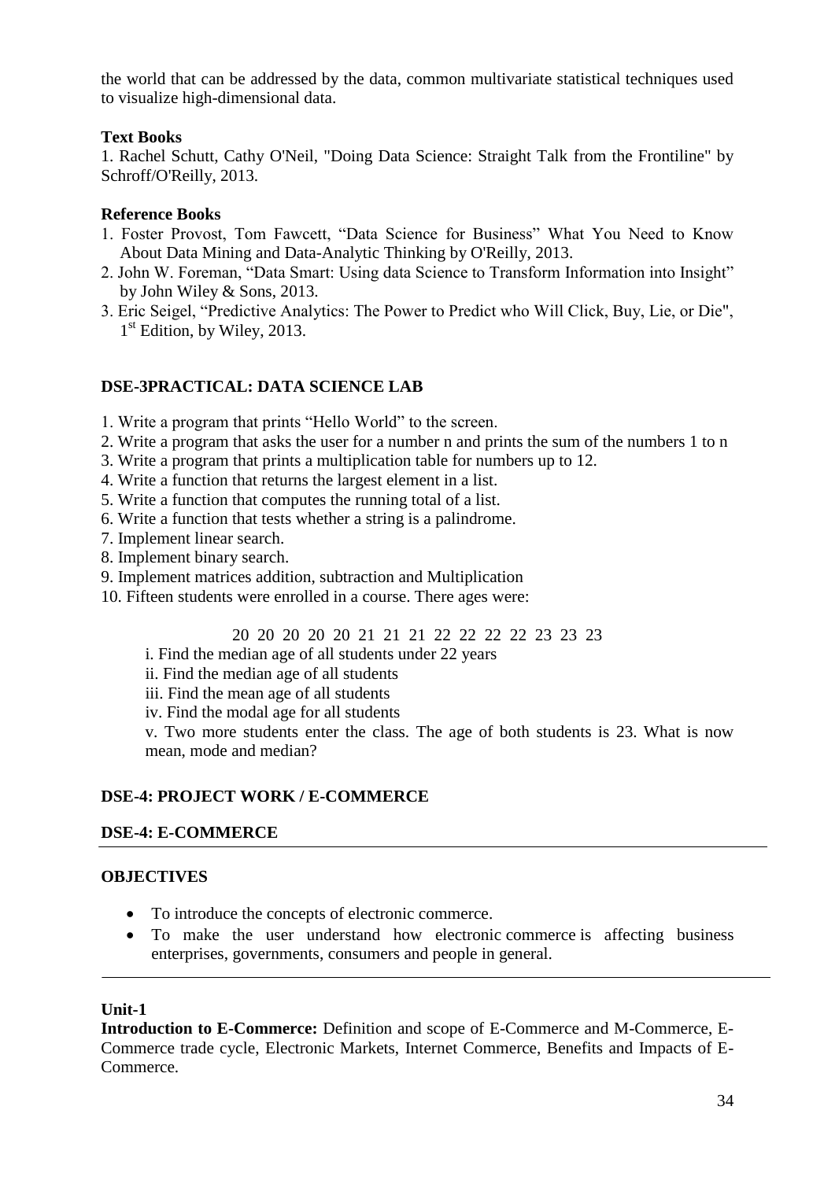the world that can be addressed by the data, common multivariate statistical techniques used to visualize high-dimensional data.

**Text Books**

1. Rachel Schutt, Cathy O'Neil, "Doing Data Science: Straight Talk from the Frontiline" by Schroff/O'Reilly, 2013.

**Reference Books**

1. Foster Provost, Tom Fawcett, "Data Science for Business" What You Need to Know About Data Mining and Data-Analytic Thinking by O'Reilly, 2013.
2. John W. Foreman, "Data Smart: Using data Science to Transform Information into Insight" by John Wiley & Sons, 2013.
3. Eric Seigel, "Predictive Analytics: The Power to Predict who Will Click, Buy, Lie, or Die", 1st Edition, by Wiley, 2013.

## DSE-3PRACTICAL: DATA SCIENCE LAB

1. Write a program that prints "Hello World" to the screen.
2. Write a program that asks the user for a number n and prints the sum of the numbers 1 to n
3. Write a program that prints a multiplication table for numbers up to 12.
4. Write a function that returns the largest element in a list.
5. Write a function that computes the running total of a list.
6. Write a function that tests whether a string is a palindrome.
7. Implement linear search.
8. Implement binary search.
9. Implement matrices addition, subtraction and Multiplication
10. Fifteen students were enrolled in a course. There ages were:

    20 20 20 20 20 21 21 21 22 22 22 22 23 23 23

    i. Find the median age of all students under 22 years

    ii. Find the median age of all students

    iii. Find the mean age of all students

    iv. Find the modal age for all students

    v. Two more students enter the class. The age of both students is 23. What is now mean, mode and median?

## DSE-4: PROJECT WORK / E-COMMERCE

## DSE-4: E-COMMERCE

**OBJECTIVES**

- To introduce the concepts of electronic commerce.
- To make the user understand how electronic commerce is affecting business enterprises, governments, consumers and people in general.

**Unit-1**

**Introduction to E-Commerce:** Definition and scope of E-Commerce and M-Commerce, E-Commerce trade cycle, Electronic Markets, Internet Commerce, Benefits and Impacts of E-Commerce.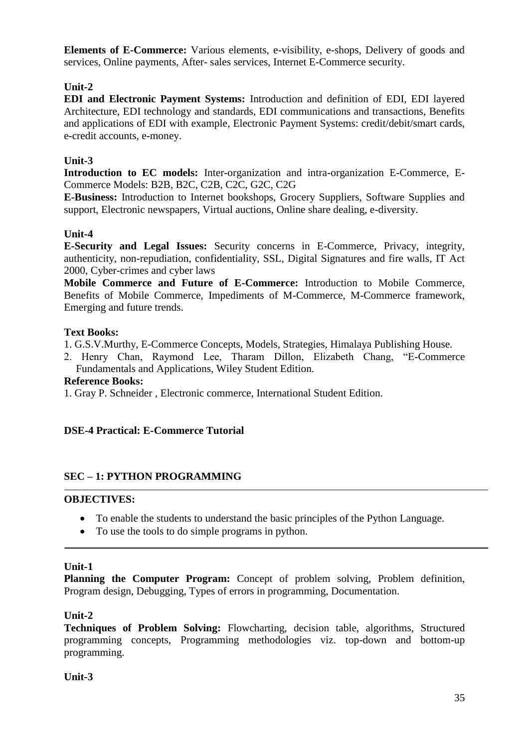**Elements of E-Commerce:** Various elements, e-visibility, e-shops, Delivery of goods and services, Online payments, After- sales services, Internet E-Commerce security.

### Unit-2

**EDI and Electronic Payment Systems:** Introduction and definition of EDI, EDI layered Architecture, EDI technology and standards, EDI communications and transactions, Benefits and applications of EDI with example, Electronic Payment Systems: credit/debit/smart cards, e-credit accounts, e-money.

### Unit-3

**Introduction to EC models:** Inter-organization and intra-organization E-Commerce, E-Commerce Models: B2B, B2C, C2B, C2C, G2C, C2G

**E-Business:** Introduction to Internet bookshops, Grocery Suppliers, Software Supplies and support, Electronic newspapers, Virtual auctions, Online share dealing, e-diversity.

### Unit-4

**E-Security and Legal Issues:** Security concerns in E-Commerce, Privacy, integrity, authenticity, non-repudiation, confidentiality, SSL, Digital Signatures and fire walls, IT Act 2000, Cyber-crimes and cyber laws

**Mobile Commerce and Future of E-Commerce:** Introduction to Mobile Commerce, Benefits of Mobile Commerce, Impediments of M-Commerce, M-Commerce framework, Emerging and future trends.

**Text Books:**

1. G.S.V.Murthy, E-Commerce Concepts, Models, Strategies, Himalaya Publishing House.
2. Henry Chan, Raymond Lee, Tharam Dillon, Elizabeth Chang, "E-Commerce Fundamentals and Applications, Wiley Student Edition.

**Reference Books:**

1. Gray P. Schneider , Electronic commerce, International Student Edition.

## DSE-4 Practical: E-Commerce Tutorial

## SEC – 1: PYTHON PROGRAMMING

**OBJECTIVES:**

- To enable the students to understand the basic principles of the Python Language.
- To use the tools to do simple programs in python.

### Unit-1

**Planning the Computer Program:** Concept of problem solving, Problem definition, Program design, Debugging, Types of errors in programming, Documentation.

### Unit-2

**Techniques of Problem Solving:** Flowcharting, decision table, algorithms, Structured programming concepts, Programming methodologies viz. top-down and bottom-up programming.

### Unit-3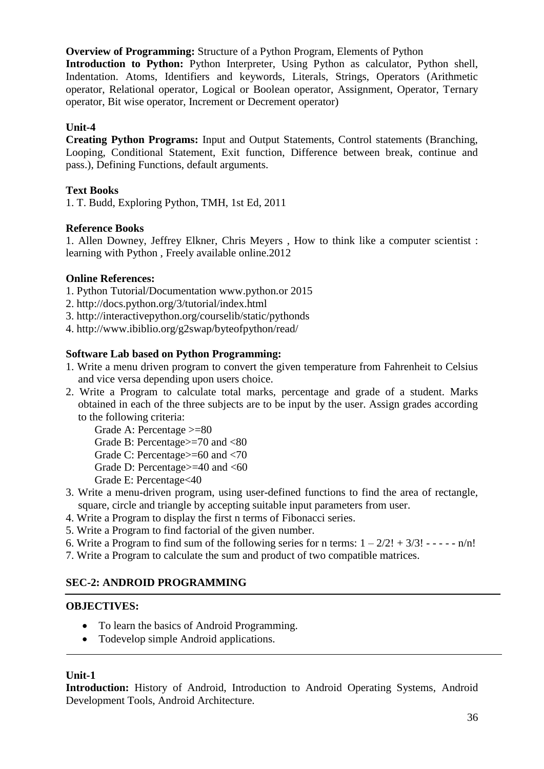**Overview of Programming:** Structure of a Python Program, Elements of Python

**Introduction to Python:** Python Interpreter, Using Python as calculator, Python shell, Indentation. Atoms, Identifiers and keywords, Literals, Strings, Operators (Arithmetic operator, Relational operator, Logical or Boolean operator, Assignment, Operator, Ternary operator, Bit wise operator, Increment or Decrement operator)

**Unit-4**

**Creating Python Programs:** Input and Output Statements, Control statements (Branching, Looping, Conditional Statement, Exit function, Difference between break, continue and pass.), Defining Functions, default arguments.

**Text Books**

1. T. Budd, Exploring Python, TMH, 1st Ed, 2011

**Reference Books**

1. Allen Downey, Jeffrey Elkner, Chris Meyers , How to think like a computer scientist : learning with Python , Freely available online.2012

**Online References:**

1. Python Tutorial/Documentation www.python.or 2015
2. http://docs.python.org/3/tutorial/index.html
3. http://interactivepython.org/courselib/static/pythonds
4. http://www.ibiblio.org/g2swap/byteofpython/read/

**Software Lab based on Python Programming:**

1. Write a menu driven program to convert the given temperature from Fahrenheit to Celsius and vice versa depending upon users choice.
2. Write a Program to calculate total marks, percentage and grade of a student. Marks obtained in each of the three subjects are to be input by the user. Assign grades according to the following criteria:
   - Grade A: Percentage >=80
   - Grade B: Percentage>=70 and <80
   - Grade C: Percentage>=60 and <70
   - Grade D: Percentage>=40 and <60
   - Grade E: Percentage<40
3. Write a menu-driven program, using user-defined functions to find the area of rectangle, square, circle and triangle by accepting suitable input parameters from user.
4. Write a Program to display the first n terms of Fibonacci series.
5. Write a Program to find factorial of the given number.
6. Write a Program to find sum of the following series for n terms: $1 – 2/2! + 3/3! - - - - - n/n!$
7. Write a Program to calculate the sum and product of two compatible matrices.

**SEC-2: ANDROID PROGRAMMING**

---

**OBJECTIVES:**

- To learn the basics of Android Programming.
- Todevelop simple Android applications.

---

**Unit-1**

**Introduction:** History of Android, Introduction to Android Operating Systems, Android Development Tools, Android Architecture.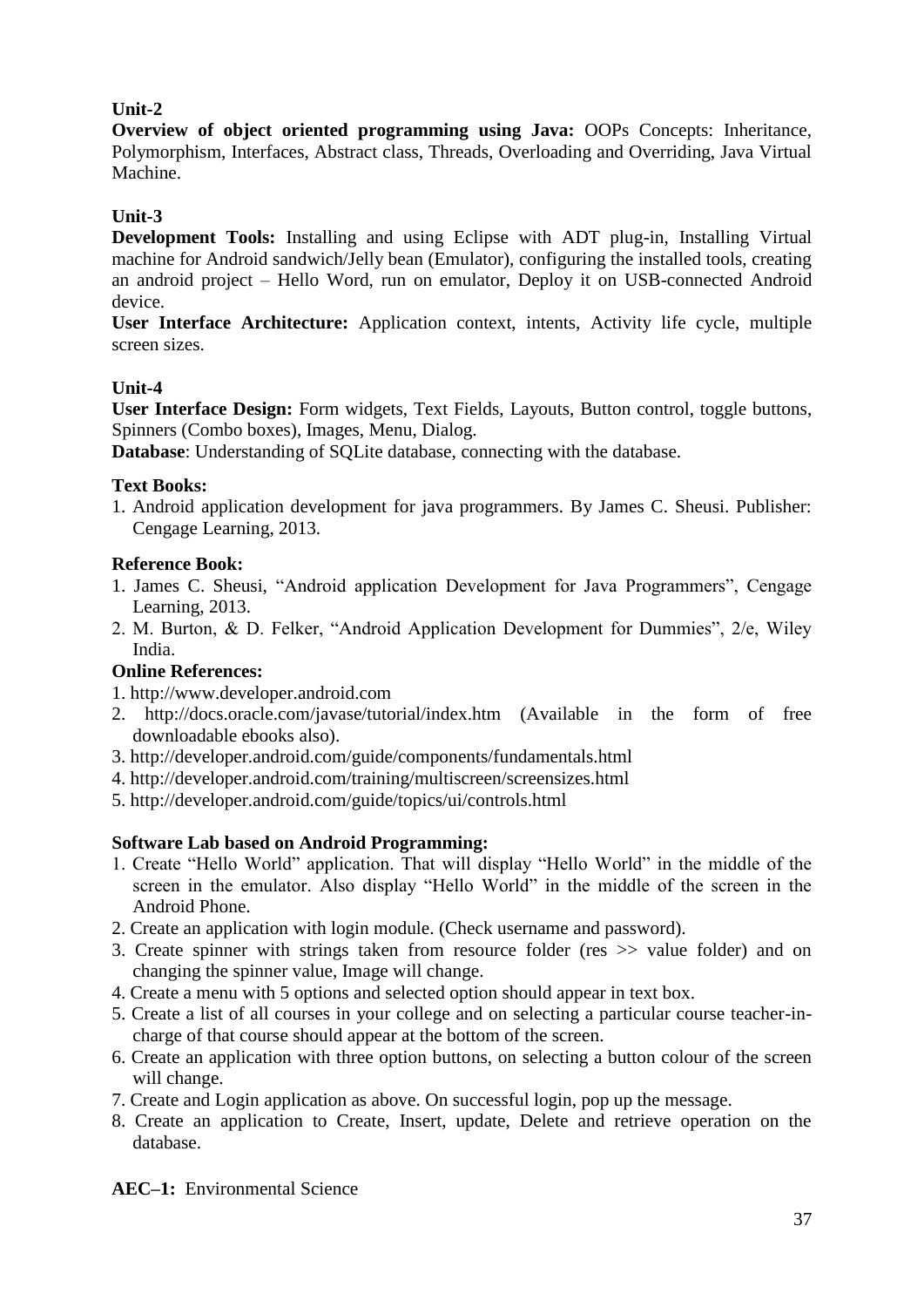**Unit-2**

**Overview of object oriented programming using Java:** OOPs Concepts: Inheritance, Polymorphism, Interfaces, Abstract class, Threads, Overloading and Overriding, Java Virtual Machine.

**Unit-3**

**Development Tools:** Installing and using Eclipse with ADT plug-in, Installing Virtual machine for Android sandwich/Jelly bean (Emulator), configuring the installed tools, creating an android project – Hello Word, run on emulator, Deploy it on USB-connected Android device.

**User Interface Architecture:** Application context, intents, Activity life cycle, multiple screen sizes.

**Unit-4**

**User Interface Design:** Form widgets, Text Fields, Layouts, Button control, toggle buttons, Spinners (Combo boxes), Images, Menu, Dialog.

**Database**: Understanding of SQLite database, connecting with the database.

**Text Books:**

1. Android application development for java programmers. By James C. Sheusi. Publisher: Cengage Learning, 2013.

**Reference Book:**

1. James C. Sheusi, "Android application Development for Java Programmers", Cengage Learning, 2013.
2. M. Burton, & D. Felker, "Android Application Development for Dummies", 2/e, Wiley India.

**Online References:**

1. http://www.developer.android.com
2. http://docs.oracle.com/javase/tutorial/index.htm (Available in the form of free downloadable ebooks also).
3. http://developer.android.com/guide/components/fundamentals.html
4. http://developer.android.com/training/multiscreen/screensizes.html
5. http://developer.android.com/guide/topics/ui/controls.html

**Software Lab based on Android Programming:**

1. Create "Hello World" application. That will display "Hello World" in the middle of the screen in the emulator. Also display "Hello World" in the middle of the screen in the Android Phone.
2. Create an application with login module. (Check username and password).
3. Create spinner with strings taken from resource folder (res >> value folder) and on changing the spinner value, Image will change.
4. Create a menu with 5 options and selected option should appear in text box.
5. Create a list of all courses in your college and on selecting a particular course teacher-in-charge of that course should appear at the bottom of the screen.
6. Create an application with three option buttons, on selecting a button colour of the screen will change.
7. Create and Login application as above. On successful login, pop up the message.
8. Create an application to Create, Insert, update, Delete and retrieve operation on the database.

**AEC–1:** Environmental Science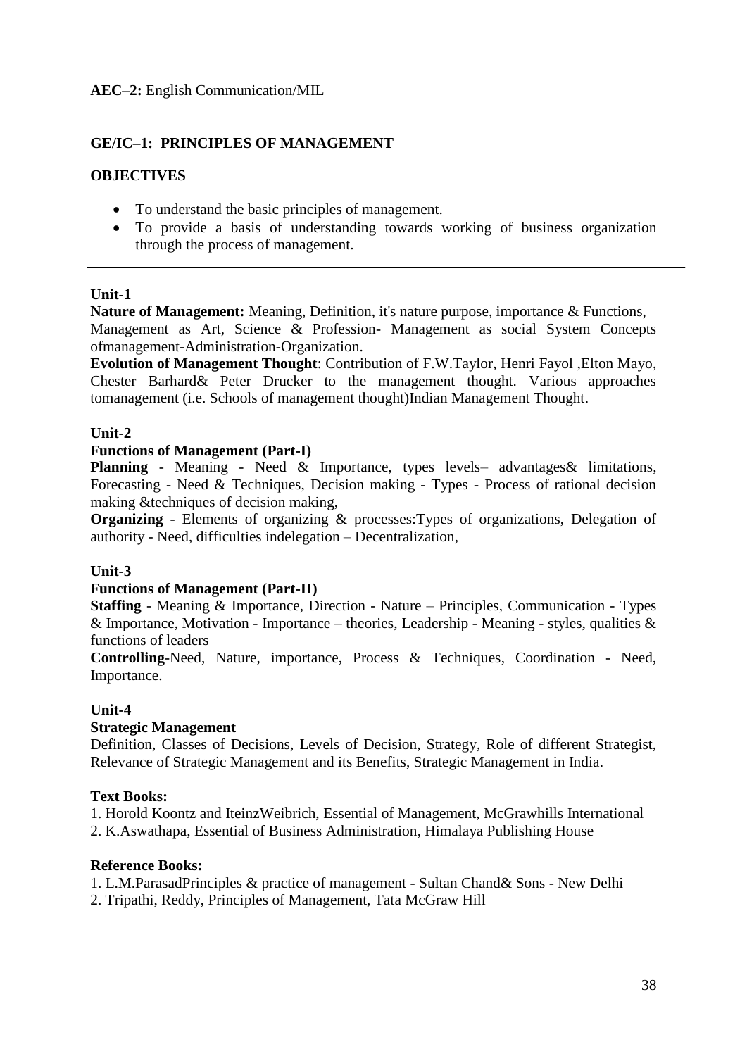**AEC–2:** English Communication/MIL

## GE/IC–1: PRINCIPLES OF MANAGEMENT

### OBJECTIVES

- To understand the basic principles of management.
- To provide a basis of understanding towards working of business organization through the process of management.

### Unit-1

**Nature of Management:** Meaning, Definition, it's nature purpose, importance & Functions, Management as Art, Science & Profession- Management as social System Concepts ofmanagement-Administration-Organization.

**Evolution of Management Thought**: Contribution of F.W.Taylor, Henri Fayol ,Elton Mayo, Chester Barhard& Peter Drucker to the management thought. Various approaches tomanagement (i.e. Schools of management thought)Indian Management Thought.

### Unit-2

**Functions of Management (Part-I)**

**Planning** - Meaning - Need & Importance, types levels– advantages& limitations, Forecasting - Need & Techniques, Decision making - Types - Process of rational decision making &techniques of decision making,

**Organizing** - Elements of organizing & processes:Types of organizations, Delegation of authority - Need, difficulties indelegation – Decentralization,

### Unit-3

**Functions of Management (Part-II)**

**Staffing** - Meaning & Importance, Direction - Nature – Principles, Communication - Types & Importance, Motivation - Importance – theories, Leadership - Meaning - styles, qualities & functions of leaders

**Controlling**-Need, Nature, importance, Process & Techniques, Coordination - Need, Importance.

### Unit-4

**Strategic Management**

Definition, Classes of Decisions, Levels of Decision, Strategy, Role of different Strategist, Relevance of Strategic Management and its Benefits, Strategic Management in India.

### Text Books:

1. Horold Koontz and IteinzWeibrich, Essential of Management, McGrawhills International
2. K.Aswathapa, Essential of Business Administration, Himalaya Publishing House

### Reference Books:

1. L.M.ParasadPrinciples & practice of management - Sultan Chand& Sons - New Delhi
2. Tripathi, Reddy, Principles of Management, Tata McGraw Hill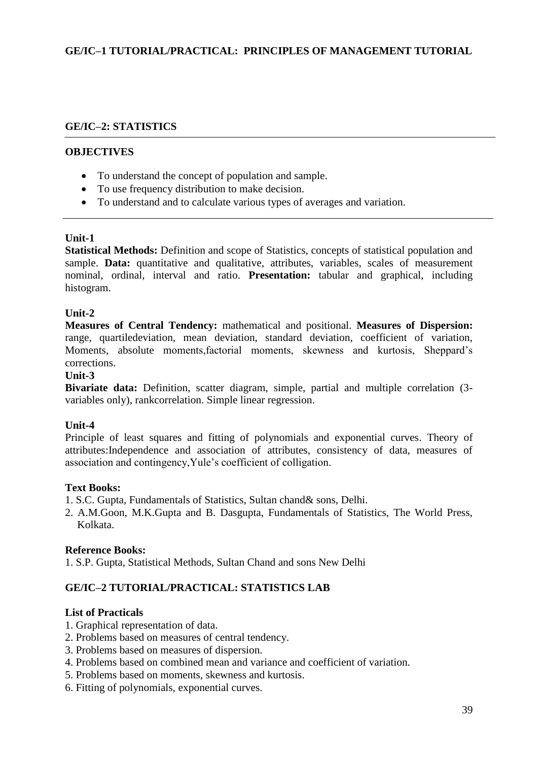### GE/IC–1 TUTORIAL/PRACTICAL: PRINCIPLES OF MANAGEMENT TUTORIAL

### GE/IC–2: STATISTICS

**OBJECTIVES**

- To understand the concept of population and sample.
- To use frequency distribution to make decision.
- To understand and to calculate various types of averages and variation.

**Unit-1**

**Statistical Methods:** Definition and scope of Statistics, concepts of statistical population and sample. **Data:** quantitative and qualitative, attributes, variables, scales of measurement nominal, ordinal, interval and ratio. **Presentation:** tabular and graphical, including histogram.

**Unit-2**

**Measures of Central Tendency:** mathematical and positional. **Measures of Dispersion:** range, quartiledeviation, mean deviation, standard deviation, coefficient of variation, Moments, absolute moments,factorial moments, skewness and kurtosis, Sheppard's corrections.

**Unit-3**

**Bivariate data:** Definition, scatter diagram, simple, partial and multiple correlation (3-variables only), rankcorrelation. Simple linear regression.

**Unit-4**

Principle of least squares and fitting of polynomials and exponential curves. Theory of attributes:Independence and association of attributes, consistency of data, measures of association and contingency,Yule's coefficient of colligation.

**Text Books:**

1. S.C. Gupta, Fundamentals of Statistics, Sultan chand& sons, Delhi.
2. A.M.Goon, M.K.Gupta and B. Dasgupta, Fundamentals of Statistics, The World Press, Kolkata.

**Reference Books:**

1. S.P. Gupta, Statistical Methods, Sultan Chand and sons New Delhi

### GE/IC–2 TUTORIAL/PRACTICAL: STATISTICS LAB

**List of Practicals**

1. Graphical representation of data.
2. Problems based on measures of central tendency.
3. Problems based on measures of dispersion.
4. Problems based on combined mean and variance and coefficient of variation.
5. Problems based on moments, skewness and kurtosis.
6. Fitting of polynomials, exponential curves.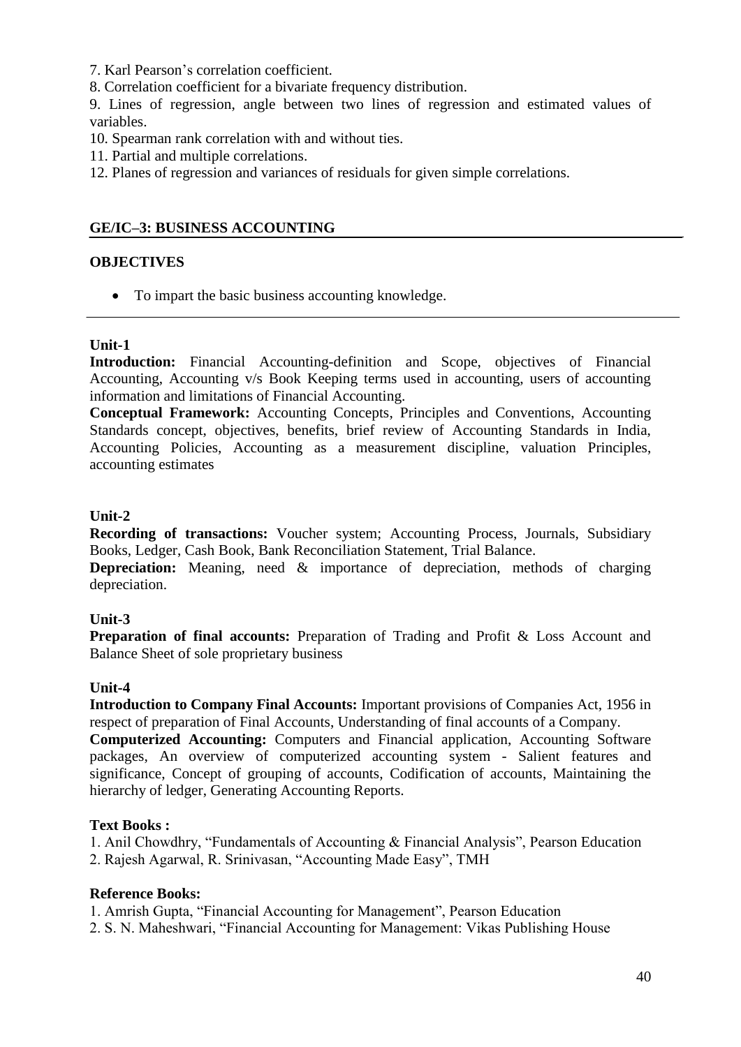7. Karl Pearson's correlation coefficient.
8. Correlation coefficient for a bivariate frequency distribution.
9. Lines of regression, angle between two lines of regression and estimated values of variables.
10. Spearman rank correlation with and without ties.
11. Partial and multiple correlations.
12. Planes of regression and variances of residuals for given simple correlations.

## GE/IC–3: BUSINESS ACCOUNTING

### OBJECTIVES

- To impart the basic business accounting knowledge.

---

### Unit-1

**Introduction:** Financial Accounting-definition and Scope, objectives of Financial Accounting, Accounting v/s Book Keeping terms used in accounting, users of accounting information and limitations of Financial Accounting.

**Conceptual Framework:** Accounting Concepts, Principles and Conventions, Accounting Standards concept, objectives, benefits, brief review of Accounting Standards in India, Accounting Policies, Accounting as a measurement discipline, valuation Principles, accounting estimates

### Unit-2

**Recording of transactions:** Voucher system; Accounting Process, Journals, Subsidiary Books, Ledger, Cash Book, Bank Reconciliation Statement, Trial Balance.

**Depreciation:** Meaning, need & importance of depreciation, methods of charging depreciation.

### Unit-3

**Preparation of final accounts:** Preparation of Trading and Profit & Loss Account and Balance Sheet of sole proprietary business

### Unit-4

**Introduction to Company Final Accounts:** Important provisions of Companies Act, 1956 in respect of preparation of Final Accounts, Understanding of final accounts of a Company.

**Computerized Accounting:** Computers and Financial application, Accounting Software packages, An overview of computerized accounting system - Salient features and significance, Concept of grouping of accounts, Codification of accounts, Maintaining the hierarchy of ledger, Generating Accounting Reports.

### Text Books :

1. Anil Chowdhry, "Fundamentals of Accounting & Financial Analysis", Pearson Education
2. Rajesh Agarwal, R. Srinivasan, "Accounting Made Easy", TMH

### Reference Books:

1. Amrish Gupta, "Financial Accounting for Management", Pearson Education
2. S. N. Maheshwari, "Financial Accounting for Management: Vikas Publishing House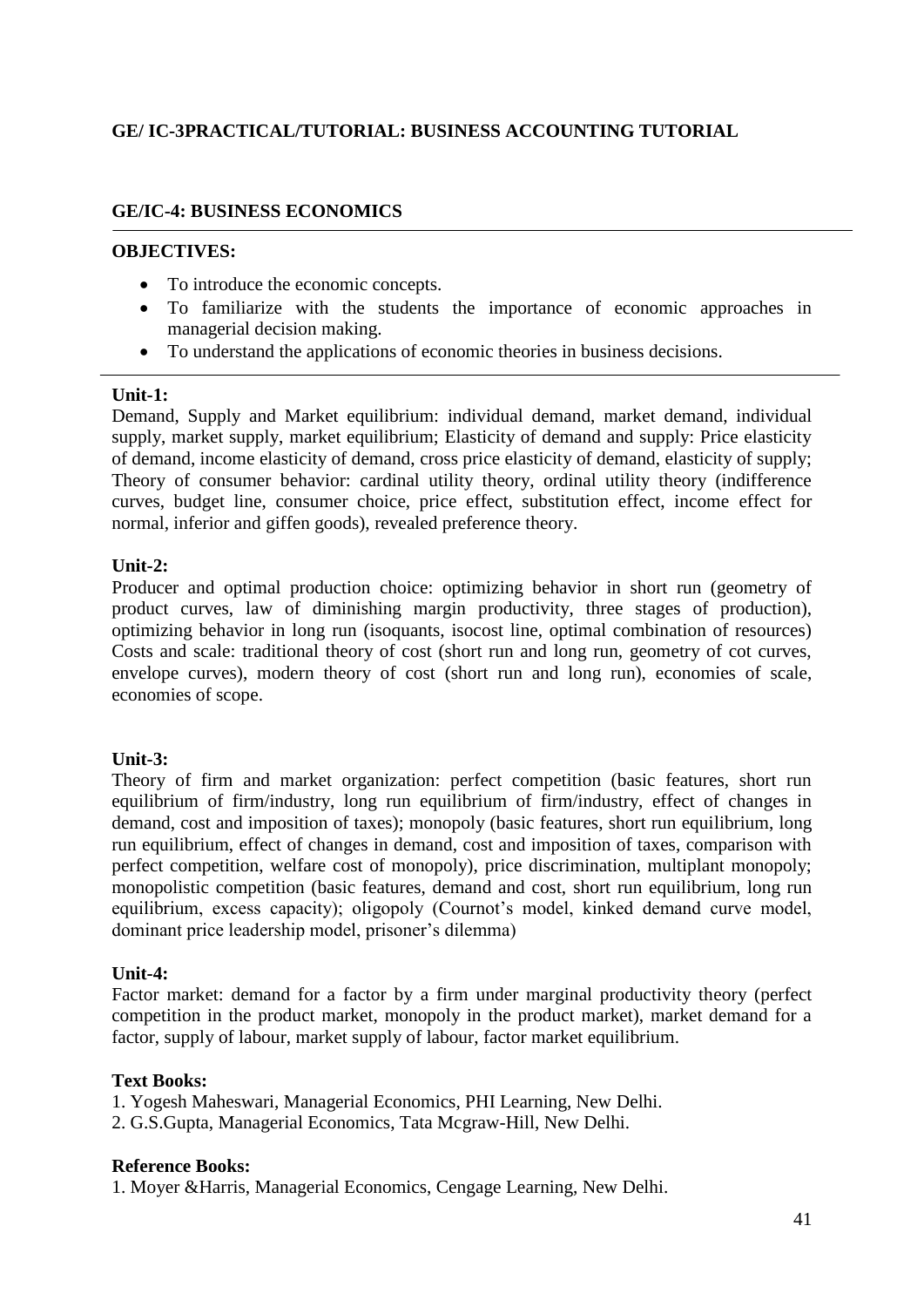## GE/ IC-3PRACTICAL/TUTORIAL: BUSINESS ACCOUNTING TUTORIAL

## GE/IC-4: BUSINESS ECONOMICS

**OBJECTIVES:**

- To introduce the economic concepts.
- To familiarize with the students the importance of economic approaches in managerial decision making.
- To understand the applications of economic theories in business decisions.

**Unit-1:**

Demand, Supply and Market equilibrium: individual demand, market demand, individual supply, market supply, market equilibrium; Elasticity of demand and supply: Price elasticity of demand, income elasticity of demand, cross price elasticity of demand, elasticity of supply; Theory of consumer behavior: cardinal utility theory, ordinal utility theory (indifference curves, budget line, consumer choice, price effect, substitution effect, income effect for normal, inferior and giffen goods), revealed preference theory.

**Unit-2:**

Producer and optimal production choice: optimizing behavior in short run (geometry of product curves, law of diminishing margin productivity, three stages of production), optimizing behavior in long run (isoquants, isocost line, optimal combination of resources) Costs and scale: traditional theory of cost (short run and long run, geometry of cot curves, envelope curves), modern theory of cost (short run and long run), economies of scale, economies of scope.

**Unit-3:**

Theory of firm and market organization: perfect competition (basic features, short run equilibrium of firm/industry, long run equilibrium of firm/industry, effect of changes in demand, cost and imposition of taxes); monopoly (basic features, short run equilibrium, long run equilibrium, effect of changes in demand, cost and imposition of taxes, comparison with perfect competition, welfare cost of monopoly), price discrimination, multiplant monopoly; monopolistic competition (basic features, demand and cost, short run equilibrium, long run equilibrium, excess capacity); oligopoly (Cournot's model, kinked demand curve model, dominant price leadership model, prisoner's dilemma)

**Unit-4:**

Factor market: demand for a factor by a firm under marginal productivity theory (perfect competition in the product market, monopoly in the product market), market demand for a factor, supply of labour, market supply of labour, factor market equilibrium.

**Text Books:**

1. Yogesh Maheswari, Managerial Economics, PHI Learning, New Delhi.
2. G.S.Gupta, Managerial Economics, Tata Mcgraw-Hill, New Delhi.

**Reference Books:**

1. Moyer &Harris, Managerial Economics, Cengage Learning, New Delhi.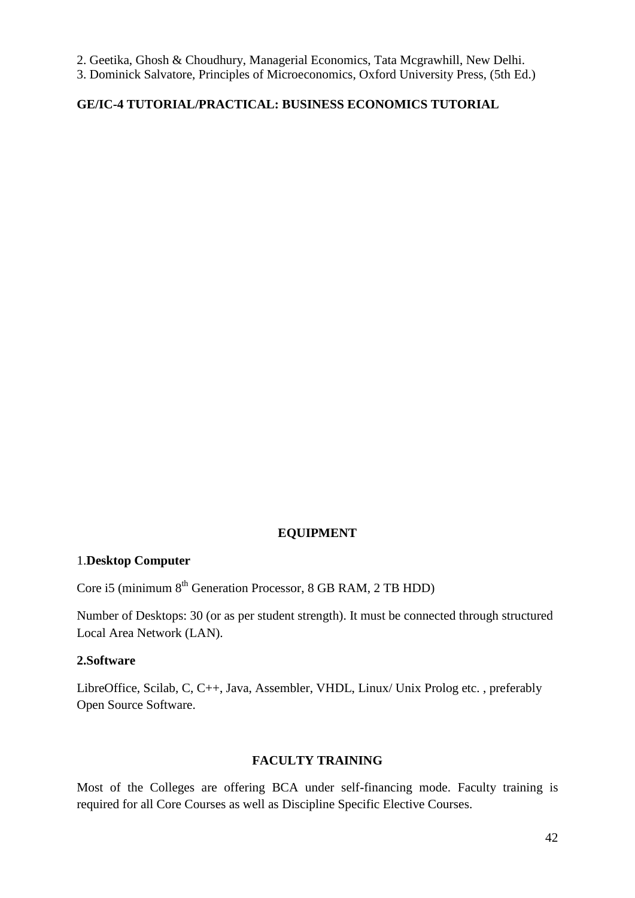2. Geetika, Ghosh & Choudhury, Managerial Economics, Tata Mcgrawhill, New Delhi.
3. Dominick Salvatore, Principles of Microeconomics, Oxford University Press, (5th Ed.)

**GE/IC-4 TUTORIAL/PRACTICAL: BUSINESS ECONOMICS TUTORIAL**

## EQUIPMENT

1.**Desktop Computer**

Core i5 (minimum 8th Generation Processor, 8 GB RAM, 2 TB HDD)

Number of Desktops: 30 (or as per student strength). It must be connected through structured Local Area Network (LAN).

**2.Software**

LibreOffice, Scilab, C, C++, Java, Assembler, VHDL, Linux/ Unix Prolog etc. , preferably Open Source Software.

## FACULTY TRAINING

Most of the Colleges are offering BCA under self-financing mode. Faculty training is required for all Core Courses as well as Discipline Specific Elective Courses.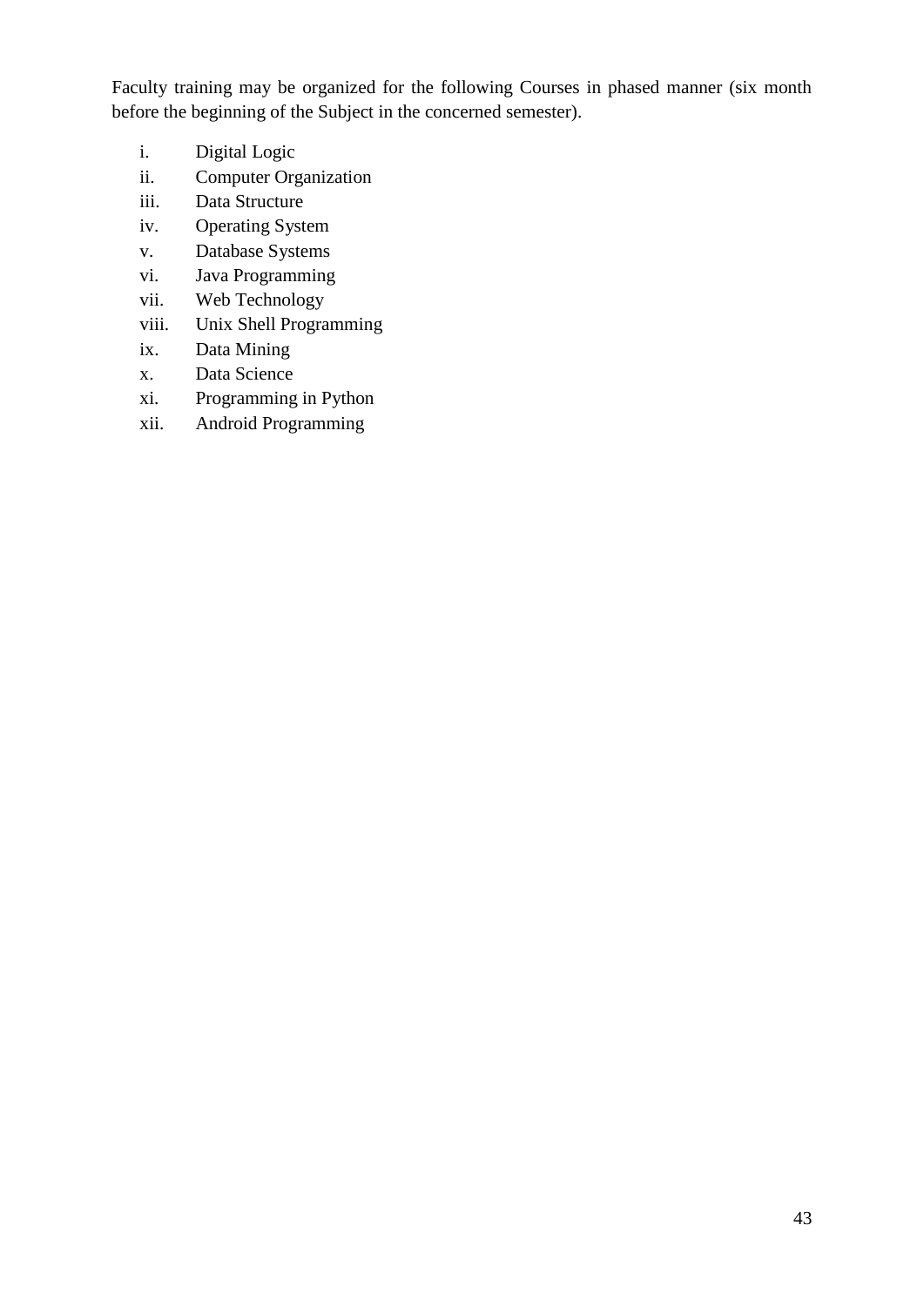Faculty training may be organized for the following Courses in phased manner (six month before the beginning of the Subject in the concerned semester).

i. Digital Logic
ii. Computer Organization
iii. Data Structure
iv. Operating System
v. Database Systems
vi. Java Programming
vii. Web Technology
viii. Unix Shell Programming
ix. Data Mining
x. Data Science
xi. Programming in Python
xii. Android Programming